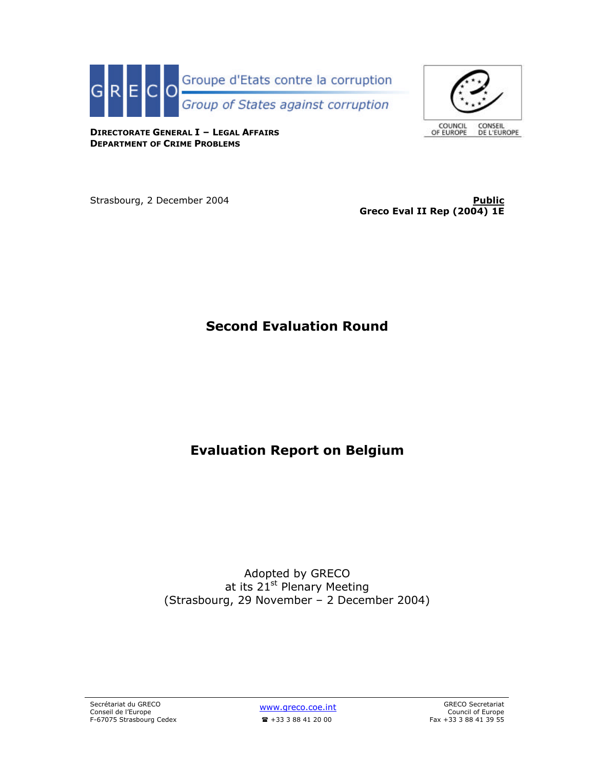GRECO

Groupe d'Etats contre la corruption

*Group of States against corruption*

COUNCIL OF EUROPE CONSEIL DE L'EUROPE

**DIRECTORATE GENERAL I – LEGAL AFFAIRS**
**DEPARTMENT OF CRIME PROBLEMS**

Strasbourg, 2 December 2004

**Public**
**Greco Eval II Rep (2004) 1E**

# Second Evaluation Round

# Evaluation Report on Belgium

Adopted by GRECO
at its 21st Plenary Meeting
(Strasbourg, 29 November – 2 December 2004)

Secrétariat du GRECO
Conseil de l'Europe
F-67075 Strasbourg Cedex

www.greco.coe.int
☎ +33 3 88 41 20 00

GRECO Secretariat
Council of Europe
Fax +33 3 88 41 39 55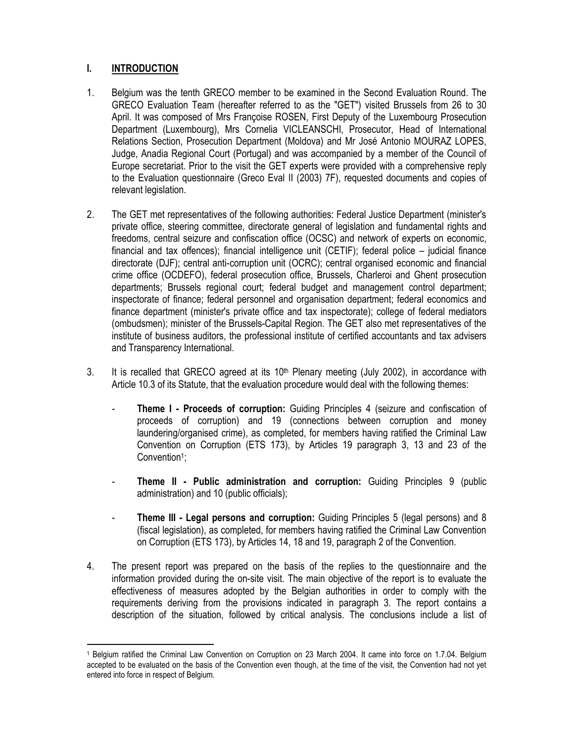# I. INTRODUCTION

1. Belgium was the tenth GRECO member to be examined in the Second Evaluation Round. The GRECO Evaluation Team (hereafter referred to as the "GET") visited Brussels from 26 to 30 April. It was composed of Mrs Françoise ROSEN, First Deputy of the Luxembourg Prosecution Department (Luxembourg), Mrs Cornelia VICLEANSCHI, Prosecutor, Head of International Relations Section, Prosecution Department (Moldova) and Mr José Antonio MOURAZ LOPES, Judge, Anadia Regional Court (Portugal) and was accompanied by a member of the Council of Europe secretariat. Prior to the visit the GET experts were provided with a comprehensive reply to the Evaluation questionnaire (Greco Eval II (2003) 7F), requested documents and copies of relevant legislation.

2. The GET met representatives of the following authorities: Federal Justice Department (minister's private office, steering committee, directorate general of legislation and fundamental rights and freedoms, central seizure and confiscation office (OCSC) and network of experts on economic, financial and tax offences); financial intelligence unit (CETIF); federal police – judicial finance directorate (DJF); central anti-corruption unit (OCRC); central organised economic and financial crime office (OCDEFO), federal prosecution office, Brussels, Charleroi and Ghent prosecution departments; Brussels regional court; federal budget and management control department; inspectorate of finance; federal personnel and organisation department; federal economics and finance department (minister's private office and tax inspectorate); college of federal mediators (ombudsmen); minister of the Brussels-Capital Region. The GET also met representatives of the institute of business auditors, the professional institute of certified accountants and tax advisers and Transparency International.

3. It is recalled that GRECO agreed at its 10th Plenary meeting (July 2002), in accordance with Article 10.3 of its Statute, that the evaluation procedure would deal with the following themes:

   - **Theme I - Proceeds of corruption:** Guiding Principles 4 (seizure and confiscation of proceeds of corruption) and 19 (connections between corruption and money laundering/organised crime), as completed, for members having ratified the Criminal Law Convention on Corruption (ETS 173), by Articles 19 paragraph 3, 13 and 23 of the Convention[1];

   - **Theme II - Public administration and corruption:** Guiding Principles 9 (public administration) and 10 (public officials);

   - **Theme III - Legal persons and corruption:** Guiding Principles 5 (legal persons) and 8 (fiscal legislation), as completed, for members having ratified the Criminal Law Convention on Corruption (ETS 173), by Articles 14, 18 and 19, paragraph 2 of the Convention.

4. The present report was prepared on the basis of the replies to the questionnaire and the information provided during the on-site visit. The main objective of the report is to evaluate the effectiveness of measures adopted by the Belgian authorities in order to comply with the requirements deriving from the provisions indicated in paragraph 3. The report contains a description of the situation, followed by critical analysis. The conclusions include a list of

---

[1] Belgium ratified the Criminal Law Convention on Corruption on 23 March 2004. It came into force on 1.7.04. Belgium accepted to be evaluated on the basis of the Convention even though, at the time of the visit, the Convention had not yet entered into force in respect of Belgium.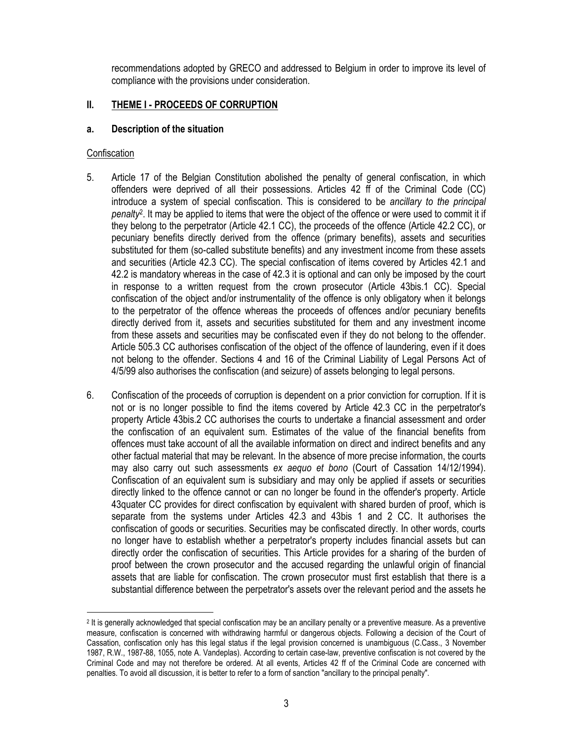recommendations adopted by GRECO and addressed to Belgium in order to improve its level of compliance with the provisions under consideration.

## II. THEME I - PROCEEDS OF CORRUPTION

### a. Description of the situation

Confiscation

5. Article 17 of the Belgian Constitution abolished the penalty of general confiscation, in which offenders were deprived of all their possessions. Articles 42 ff of the Criminal Code (CC) introduce a system of special confiscation. This is considered to be *ancillary to the principal penalty*[2]. It may be applied to items that were the object of the offence or were used to commit it if they belong to the perpetrator (Article 42.1 CC), the proceeds of the offence (Article 42.2 CC), or pecuniary benefits directly derived from the offence (primary benefits), assets and securities substituted for them (so-called substitute benefits) and any investment income from these assets and securities (Article 42.3 CC). The special confiscation of items covered by Articles 42.1 and 42.2 is mandatory whereas in the case of 42.3 it is optional and can only be imposed by the court in response to a written request from the crown prosecutor (Article 43bis.1 CC). Special confiscation of the object and/or instrumentality of the offence is only obligatory when it belongs to the perpetrator of the offence whereas the proceeds of offences and/or pecuniary benefits directly derived from it, assets and securities substituted for them and any investment income from these assets and securities may be confiscated even if they do not belong to the offender. Article 505.3 CC authorises confiscation of the object of the offence of laundering, even if it does not belong to the offender. Sections 4 and 16 of the Criminal Liability of Legal Persons Act of 4/5/99 also authorises the confiscation (and seizure) of assets belonging to legal persons.

6. Confiscation of the proceeds of corruption is dependent on a prior conviction for corruption. If it is not or is no longer possible to find the items covered by Article 42.3 CC in the perpetrator's property Article 43bis.2 CC authorises the courts to undertake a financial assessment and order the confiscation of an equivalent sum. Estimates of the value of the financial benefits from offences must take account of all the available information on direct and indirect benefits and any other factual material that may be relevant. In the absence of more precise information, the courts may also carry out such assessments *ex aequo et bono* (Court of Cassation 14/12/1994). Confiscation of an equivalent sum is subsidiary and may only be applied if assets or securities directly linked to the offence cannot or can no longer be found in the offender's property. Article 43quater CC provides for direct confiscation by equivalent with shared burden of proof, which is separate from the systems under Articles 42.3 and 43bis 1 and 2 CC. It authorises the confiscation of goods or securities. Securities may be confiscated directly. In other words, courts no longer have to establish whether a perpetrator's property includes financial assets but can directly order the confiscation of securities. This Article provides for a sharing of the burden of proof between the crown prosecutor and the accused regarding the unlawful origin of financial assets that are liable for confiscation. The crown prosecutor must first establish that there is a substantial difference between the perpetrator's assets over the relevant period and the assets he

---

[2] It is generally acknowledged that special confiscation may be an ancillary penalty or a preventive measure. As a preventive measure, confiscation is concerned with withdrawing harmful or dangerous objects. Following a decision of the Court of Cassation, confiscation only has this legal status if the legal provision concerned is unambiguous (C.Cass., 3 November 1987, R.W., 1987-88, 1055, note A. Vandeplas). According to certain case-law, preventive confiscation is not covered by the Criminal Code and may not therefore be ordered. At all events, Articles 42 ff of the Criminal Code are concerned with penalties. To avoid all discussion, it is better to refer to a form of sanction "ancillary to the principal penalty".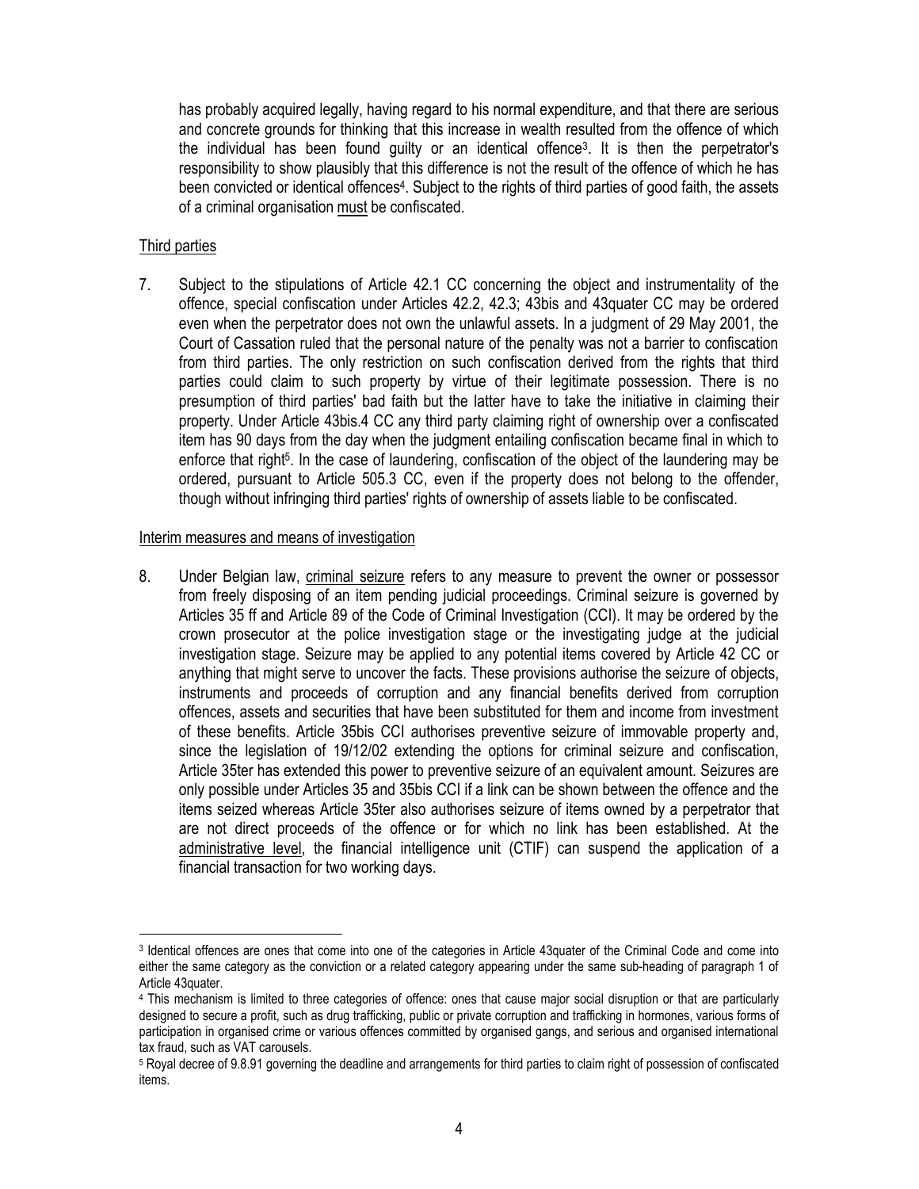has probably acquired legally, having regard to his normal expenditure, and that there are serious and concrete grounds for thinking that this increase in wealth resulted from the offence of which the individual has been found guilty or an identical offence[3]. It is then the perpetrator's responsibility to show plausibly that this difference is not the result of the offence of which he has been convicted or identical offences[4]. Subject to the rights of third parties of good faith, the assets of a criminal organisation <u>must</u> be confiscated.

<u>Third parties</u>

7. Subject to the stipulations of Article 42.1 CC concerning the object and instrumentality of the offence, special confiscation under Articles 42.2, 42.3; 43bis and 43quater CC may be ordered even when the perpetrator does not own the unlawful assets. In a judgment of 29 May 2001, the Court of Cassation ruled that the personal nature of the penalty was not a barrier to confiscation from third parties. The only restriction on such confiscation derived from the rights that third parties could claim to such property by virtue of their legitimate possession. There is no presumption of third parties' bad faith but the latter have to take the initiative in claiming their property. Under Article 43bis.4 CC any third party claiming right of ownership over a confiscated item has 90 days from the day when the judgment entailing confiscation became final in which to enforce that right[5]. In the case of laundering, confiscation of the object of the laundering may be ordered, pursuant to Article 505.3 CC, even if the property does not belong to the offender, though without infringing third parties' rights of ownership of assets liable to be confiscated.

<u>Interim measures and means of investigation</u>

8. Under Belgian law, <u>criminal seizure</u> refers to any measure to prevent the owner or possessor from freely disposing of an item pending judicial proceedings. Criminal seizure is governed by Articles 35 ff and Article 89 of the Code of Criminal Investigation (CCI). It may be ordered by the crown prosecutor at the police investigation stage or the investigating judge at the judicial investigation stage. Seizure may be applied to any potential items covered by Article 42 CC or anything that might serve to uncover the facts. These provisions authorise the seizure of objects, instruments and proceeds of corruption and any financial benefits derived from corruption offences, assets and securities that have been substituted for them and income from investment of these benefits. Article 35bis CCI authorises preventive seizure of immovable property and, since the legislation of 19/12/02 extending the options for criminal seizure and confiscation, Article 35ter has extended this power to preventive seizure of an equivalent amount. Seizures are only possible under Articles 35 and 35bis CCI if a link can be shown between the offence and the items seized whereas Article 35ter also authorises seizure of items owned by a perpetrator that are not direct proceeds of the offence or for which no link has been established. At the <u>administrative level</u>, the financial intelligence unit (CTIF) can suspend the application of a financial transaction for two working days.

---

[3] Identical offences are ones that come into one of the categories in Article 43quater of the Criminal Code and come into either the same category as the conviction or a related category appearing under the same sub-heading of paragraph 1 of Article 43quater.

[4] This mechanism is limited to three categories of offence: ones that cause major social disruption or that are particularly designed to secure a profit, such as drug trafficking, public or private corruption and trafficking in hormones, various forms of participation in organised crime or various offences committed by organised gangs, and serious and organised international tax fraud, such as VAT carousels.

[5] Royal decree of 9.8.91 governing the deadline and arrangements for third parties to claim right of possession of confiscated items.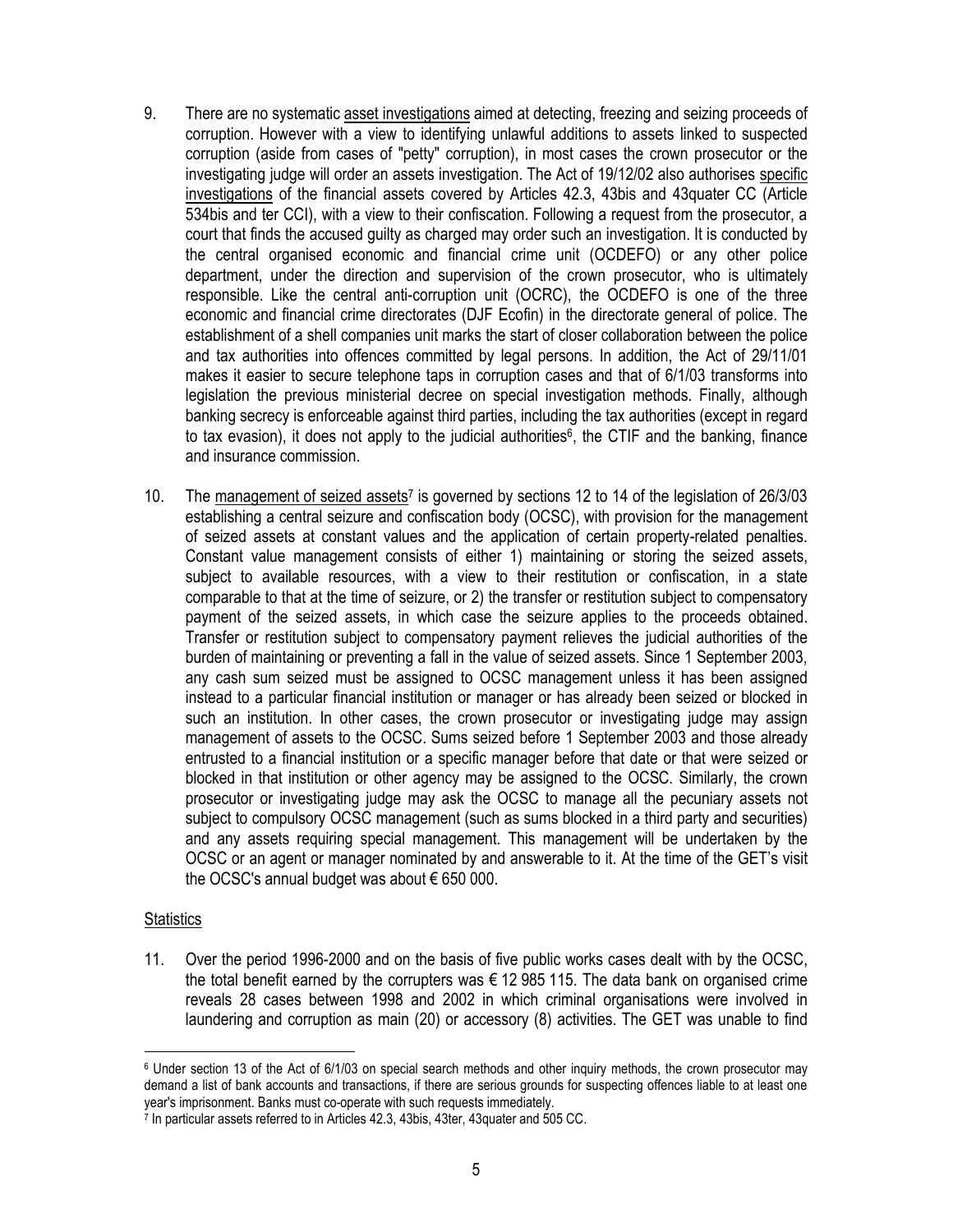9. There are no systematic asset investigations aimed at detecting, freezing and seizing proceeds of corruption. However with a view to identifying unlawful additions to assets linked to suspected corruption (aside from cases of "petty" corruption), in most cases the crown prosecutor or the investigating judge will order an assets investigation. The Act of 19/12/02 also authorises specific investigations of the financial assets covered by Articles 42.3, 43bis and 43quater CC (Article 534bis and ter CCI), with a view to their confiscation. Following a request from the prosecutor, a court that finds the accused guilty as charged may order such an investigation. It is conducted by the central organised economic and financial crime unit (OCDEFO) or any other police department, under the direction and supervision of the crown prosecutor, who is ultimately responsible. Like the central anti-corruption unit (OCRC), the OCDEFO is one of the three economic and financial crime directorates (DJF Ecofin) in the directorate general of police. The establishment of a shell companies unit marks the start of closer collaboration between the police and tax authorities into offences committed by legal persons. In addition, the Act of 29/11/01 makes it easier to secure telephone taps in corruption cases and that of 6/1/03 transforms into legislation the previous ministerial decree on special investigation methods. Finally, although banking secrecy is enforceable against third parties, including the tax authorities (except in regard to tax evasion), it does not apply to the judicial authorities[6], the CTIF and the banking, finance and insurance commission.

10. The management of seized assets[7] is governed by sections 12 to 14 of the legislation of 26/3/03 establishing a central seizure and confiscation body (OCSC), with provision for the management of seized assets at constant values and the application of certain property-related penalties. Constant value management consists of either 1) maintaining or storing the seized assets, subject to available resources, with a view to their restitution or confiscation, in a state comparable to that at the time of seizure, or 2) the transfer or restitution subject to compensatory payment of the seized assets, in which case the seizure applies to the proceeds obtained. Transfer or restitution subject to compensatory payment relieves the judicial authorities of the burden of maintaining or preventing a fall in the value of seized assets. Since 1 September 2003, any cash sum seized must be assigned to OCSC management unless it has been assigned instead to a particular financial institution or manager or has already been seized or blocked in such an institution. In other cases, the crown prosecutor or investigating judge may assign management of assets to the OCSC. Sums seized before 1 September 2003 and those already entrusted to a financial institution or a specific manager before that date or that were seized or blocked in that institution or other agency may be assigned to the OCSC. Similarly, the crown prosecutor or investigating judge may ask the OCSC to manage all the pecuniary assets not subject to compulsory OCSC management (such as sums blocked in a third party and securities) and any assets requiring special management. This management will be undertaken by the OCSC or an agent or manager nominated by and answerable to it. At the time of the GET's visit the OCSC's annual budget was about € 650 000.

Statistics

11. Over the period 1996-2000 and on the basis of five public works cases dealt with by the OCSC, the total benefit earned by the corrupters was € 12 985 115. The data bank on organised crime reveals 28 cases between 1998 and 2002 in which criminal organisations were involved in laundering and corruption as main (20) or accessory (8) activities. The GET was unable to find

---

[6] Under section 13 of the Act of 6/1/03 on special search methods and other inquiry methods, the crown prosecutor may demand a list of bank accounts and transactions, if there are serious grounds for suspecting offences liable to at least one year's imprisonment. Banks must co-operate with such requests immediately.

[7] In particular assets referred to in Articles 42.3, 43bis, 43ter, 43quater and 505 CC.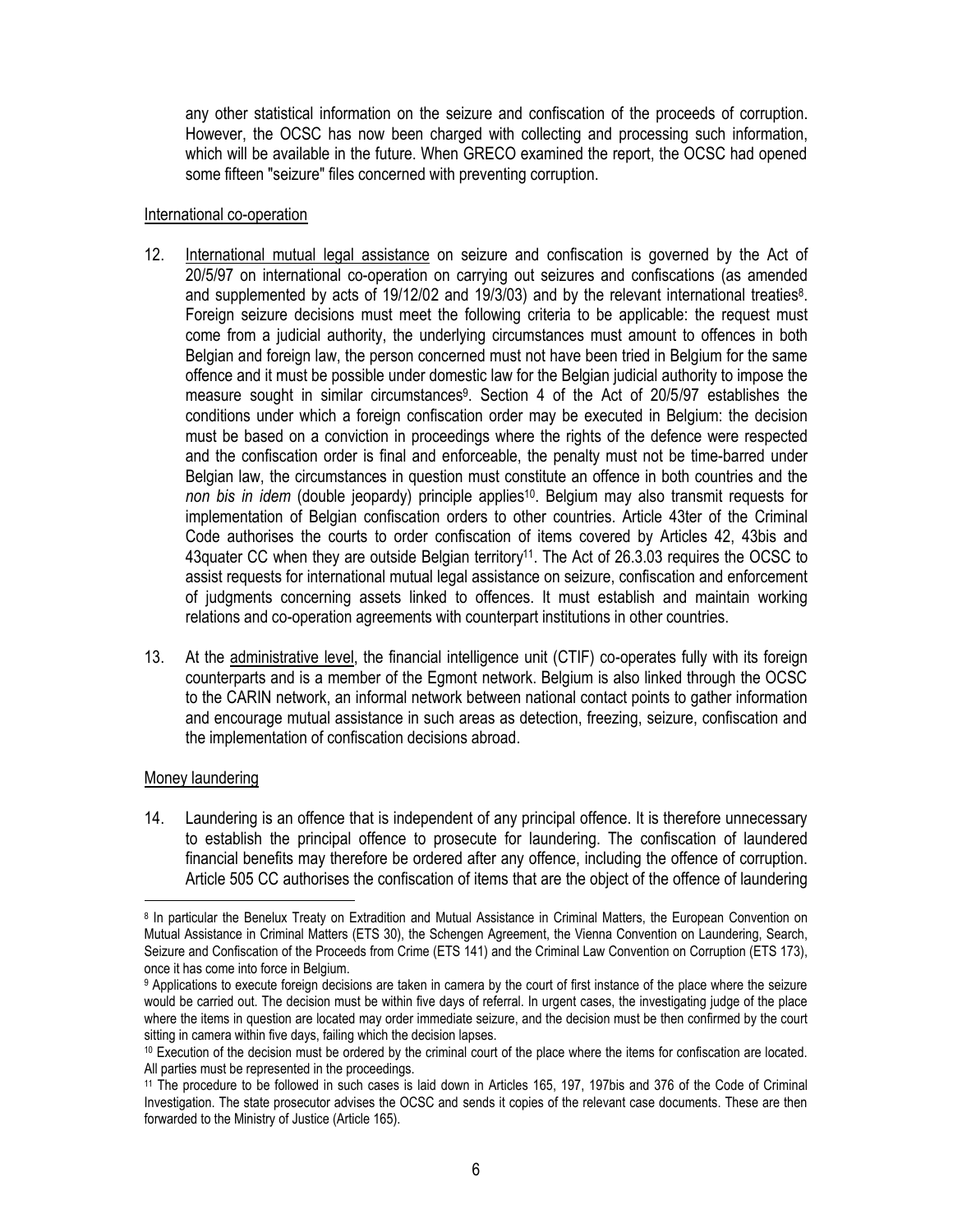any other statistical information on the seizure and confiscation of the proceeds of corruption. However, the OCSC has now been charged with collecting and processing such information, which will be available in the future. When GRECO examined the report, the OCSC had opened some fifteen "seizure" files concerned with preventing corruption.

International co-operation

12. International mutual legal assistance on seizure and confiscation is governed by the Act of 20/5/97 on international co-operation on carrying out seizures and confiscations (as amended and supplemented by acts of 19/12/02 and 19/3/03) and by the relevant international treaties[8]. Foreign seizure decisions must meet the following criteria to be applicable: the request must come from a judicial authority, the underlying circumstances must amount to offences in both Belgian and foreign law, the person concerned must not have been tried in Belgium for the same offence and it must be possible under domestic law for the Belgian judicial authority to impose the measure sought in similar circumstances[9]. Section 4 of the Act of 20/5/97 establishes the conditions under which a foreign confiscation order may be executed in Belgium: the decision must be based on a conviction in proceedings where the rights of the defence were respected and the confiscation order is final and enforceable, the penalty must not be time-barred under Belgian law, the circumstances in question must constitute an offence in both countries and the *non bis in idem* (double jeopardy) principle applies[10]. Belgium may also transmit requests for implementation of Belgian confiscation orders to other countries. Article 43ter of the Criminal Code authorises the courts to order confiscation of items covered by Articles 42, 43bis and 43quater CC when they are outside Belgian territory[11]. The Act of 26.3.03 requires the OCSC to assist requests for international mutual legal assistance on seizure, confiscation and enforcement of judgments concerning assets linked to offences. It must establish and maintain working relations and co-operation agreements with counterpart institutions in other countries.

13. At the administrative level, the financial intelligence unit (CTIF) co-operates fully with its foreign counterparts and is a member of the Egmont network. Belgium is also linked through the OCSC to the CARIN network, an informal network between national contact points to gather information and encourage mutual assistance in such areas as detection, freezing, seizure, confiscation and the implementation of confiscation decisions abroad.

Money laundering

14. Laundering is an offence that is independent of any principal offence. It is therefore unnecessary to establish the principal offence to prosecute for laundering. The confiscation of laundered financial benefits may therefore be ordered after any offence, including the offence of corruption. Article 505 CC authorises the confiscation of items that are the object of the offence of laundering

---

[8] In particular the Benelux Treaty on Extradition and Mutual Assistance in Criminal Matters, the European Convention on Mutual Assistance in Criminal Matters (ETS 30), the Schengen Agreement, the Vienna Convention on Laundering, Search, Seizure and Confiscation of the Proceeds from Crime (ETS 141) and the Criminal Law Convention on Corruption (ETS 173), once it has come into force in Belgium.

[9] Applications to execute foreign decisions are taken in camera by the court of first instance of the place where the seizure would be carried out. The decision must be within five days of referral. In urgent cases, the investigating judge of the place where the items in question are located may order immediate seizure, and the decision must be then confirmed by the court sitting in camera within five days, failing which the decision lapses.

[10] Execution of the decision must be ordered by the criminal court of the place where the items for confiscation are located. All parties must be represented in the proceedings.

[11] The procedure to be followed in such cases is laid down in Articles 165, 197, 197bis and 376 of the Code of Criminal Investigation. The state prosecutor advises the OCSC and sends it copies of the relevant case documents. These are then forwarded to the Ministry of Justice (Article 165).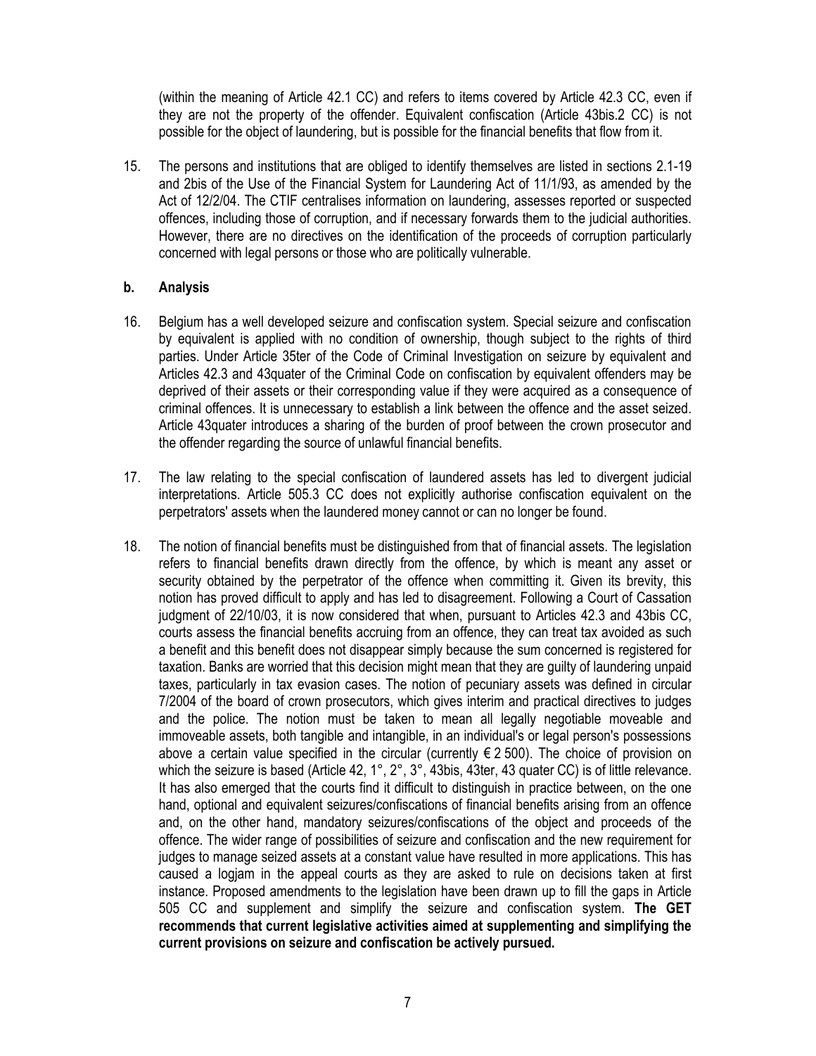(within the meaning of Article 42.1 CC) and refers to items covered by Article 42.3 CC, even if they are not the property of the offender. Equivalent confiscation (Article 43bis.2 CC) is not possible for the object of laundering, but is possible for the financial benefits that flow from it.

15. The persons and institutions that are obliged to identify themselves are listed in sections 2.1-19 and 2bis of the Use of the Financial System for Laundering Act of 11/1/93, as amended by the Act of 12/2/04. The CTIF centralises information on laundering, assesses reported or suspected offences, including those of corruption, and if necessary forwards them to the judicial authorities. However, there are no directives on the identification of the proceeds of corruption particularly concerned with legal persons or those who are politically vulnerable.

### b. Analysis

16. Belgium has a well developed seizure and confiscation system. Special seizure and confiscation by equivalent is applied with no condition of ownership, though subject to the rights of third parties. Under Article 35ter of the Code of Criminal Investigation on seizure by equivalent and Articles 42.3 and 43quater of the Criminal Code on confiscation by equivalent offenders may be deprived of their assets or their corresponding value if they were acquired as a consequence of criminal offences. It is unnecessary to establish a link between the offence and the asset seized. Article 43quater introduces a sharing of the burden of proof between the crown prosecutor and the offender regarding the source of unlawful financial benefits.

17. The law relating to the special confiscation of laundered assets has led to divergent judicial interpretations. Article 505.3 CC does not explicitly authorise confiscation equivalent on the perpetrators' assets when the laundered money cannot or can no longer be found.

18. The notion of financial benefits must be distinguished from that of financial assets. The legislation refers to financial benefits drawn directly from the offence, by which is meant any asset or security obtained by the perpetrator of the offence when committing it. Given its brevity, this notion has proved difficult to apply and has led to disagreement. Following a Court of Cassation judgment of 22/10/03, it is now considered that when, pursuant to Articles 42.3 and 43bis CC, courts assess the financial benefits accruing from an offence, they can treat tax avoided as such a benefit and this benefit does not disappear simply because the sum concerned is registered for taxation. Banks are worried that this decision might mean that they are guilty of laundering unpaid taxes, particularly in tax evasion cases. The notion of pecuniary assets was defined in circular 7/2004 of the board of crown prosecutors, which gives interim and practical directives to judges and the police. The notion must be taken to mean all legally negotiable moveable and immoveable assets, both tangible and intangible, in an individual's or legal person's possessions above a certain value specified in the circular (currently € 2 500). The choice of provision on which the seizure is based (Article 42, 1°, 2°, 3°, 43bis, 43ter, 43 quater CC) is of little relevance. It has also emerged that the courts find it difficult to distinguish in practice between, on the one hand, optional and equivalent seizures/confiscations of financial benefits arising from an offence and, on the other hand, mandatory seizures/confiscations of the object and proceeds of the offence. The wider range of possibilities of seizure and confiscation and the new requirement for judges to manage seized assets at a constant value have resulted in more applications. This has caused a logjam in the appeal courts as they are asked to rule on decisions taken at first instance. Proposed amendments to the legislation have been drawn up to fill the gaps in Article 505 CC and supplement and simplify the seizure and confiscation system. **The GET recommends that current legislative activities aimed at supplementing and simplifying the current provisions on seizure and confiscation be actively pursued.**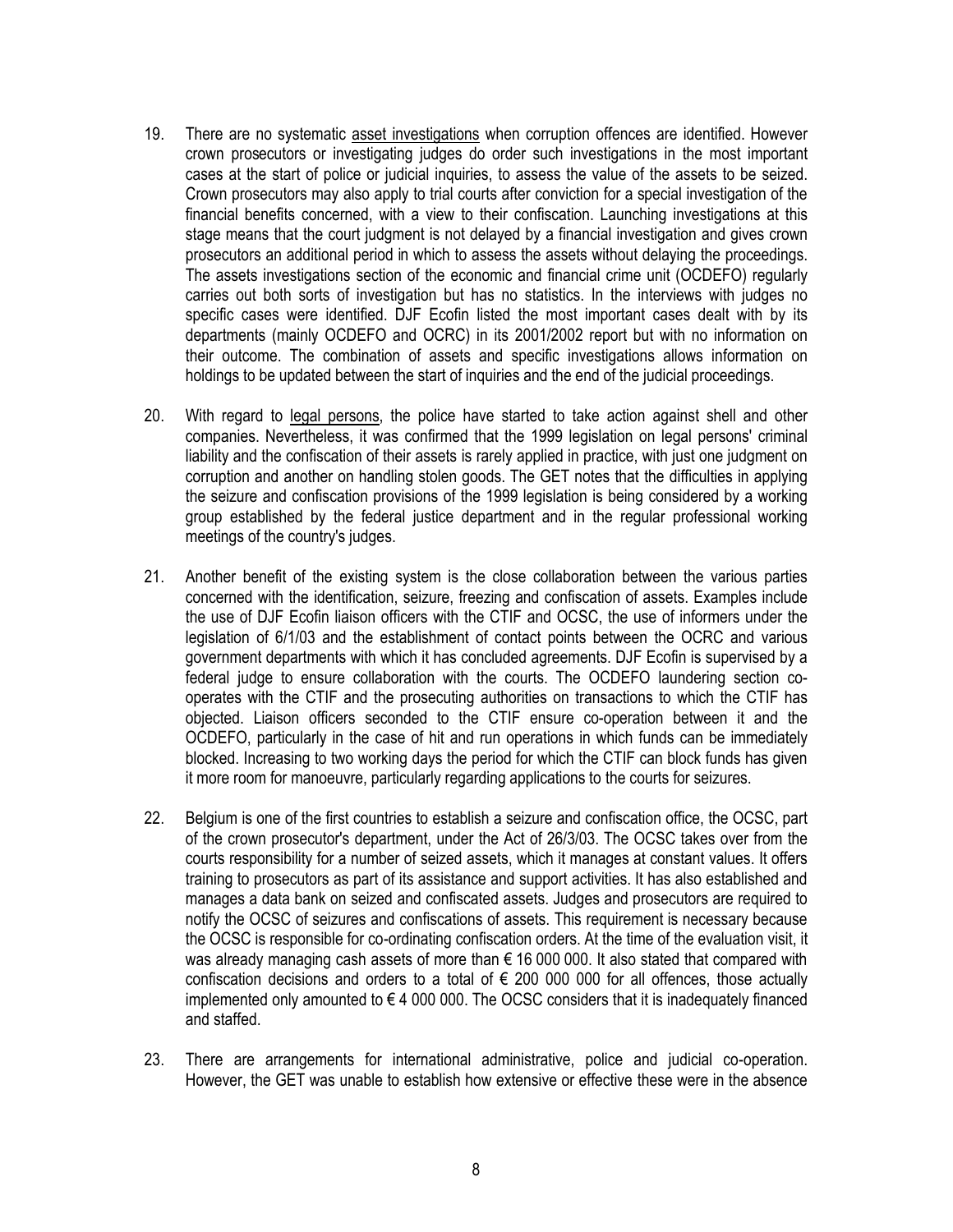19. There are no systematic <u>asset investigations</u> when corruption offences are identified. However crown prosecutors or investigating judges do order such investigations in the most important cases at the start of police or judicial inquiries, to assess the value of the assets to be seized. Crown prosecutors may also apply to trial courts after conviction for a special investigation of the financial benefits concerned, with a view to their confiscation. Launching investigations at this stage means that the court judgment is not delayed by a financial investigation and gives crown prosecutors an additional period in which to assess the assets without delaying the proceedings. The assets investigations section of the economic and financial crime unit (OCDEFO) regularly carries out both sorts of investigation but has no statistics. In the interviews with judges no specific cases were identified. DJF Ecofin listed the most important cases dealt with by its departments (mainly OCDEFO and OCRC) in its 2001/2002 report but with no information on their outcome. The combination of assets and specific investigations allows information on holdings to be updated between the start of inquiries and the end of the judicial proceedings.

20. With regard to <u>legal persons</u>, the police have started to take action against shell and other companies. Nevertheless, it was confirmed that the 1999 legislation on legal persons' criminal liability and the confiscation of their assets is rarely applied in practice, with just one judgment on corruption and another on handling stolen goods. The GET notes that the difficulties in applying the seizure and confiscation provisions of the 1999 legislation is being considered by a working group established by the federal justice department and in the regular professional working meetings of the country's judges.

21. Another benefit of the existing system is the close collaboration between the various parties concerned with the identification, seizure, freezing and confiscation of assets. Examples include the use of DJF Ecofin liaison officers with the CTIF and OCSC, the use of informers under the legislation of 6/1/03 and the establishment of contact points between the OCRC and various government departments with which it has concluded agreements. DJF Ecofin is supervised by a federal judge to ensure collaboration with the courts. The OCDEFO laundering section co-operates with the CTIF and the prosecuting authorities on transactions to which the CTIF has objected. Liaison officers seconded to the CTIF ensure co-operation between it and the OCDEFO, particularly in the case of hit and run operations in which funds can be immediately blocked. Increasing to two working days the period for which the CTIF can block funds has given it more room for manoeuvre, particularly regarding applications to the courts for seizures.

22. Belgium is one of the first countries to establish a seizure and confiscation office, the OCSC, part of the crown prosecutor's department, under the Act of 26/3/03. The OCSC takes over from the courts responsibility for a number of seized assets, which it manages at constant values. It offers training to prosecutors as part of its assistance and support activities. It has also established and manages a data bank on seized and confiscated assets. Judges and prosecutors are required to notify the OCSC of seizures and confiscations of assets. This requirement is necessary because the OCSC is responsible for co-ordinating confiscation orders. At the time of the evaluation visit, it was already managing cash assets of more than € 16 000 000. It also stated that compared with confiscation decisions and orders to a total of € 200 000 000 for all offences, those actually implemented only amounted to € 4 000 000. The OCSC considers that it is inadequately financed and staffed.

23. There are arrangements for international administrative, police and judicial co-operation. However, the GET was unable to establish how extensive or effective these were in the absence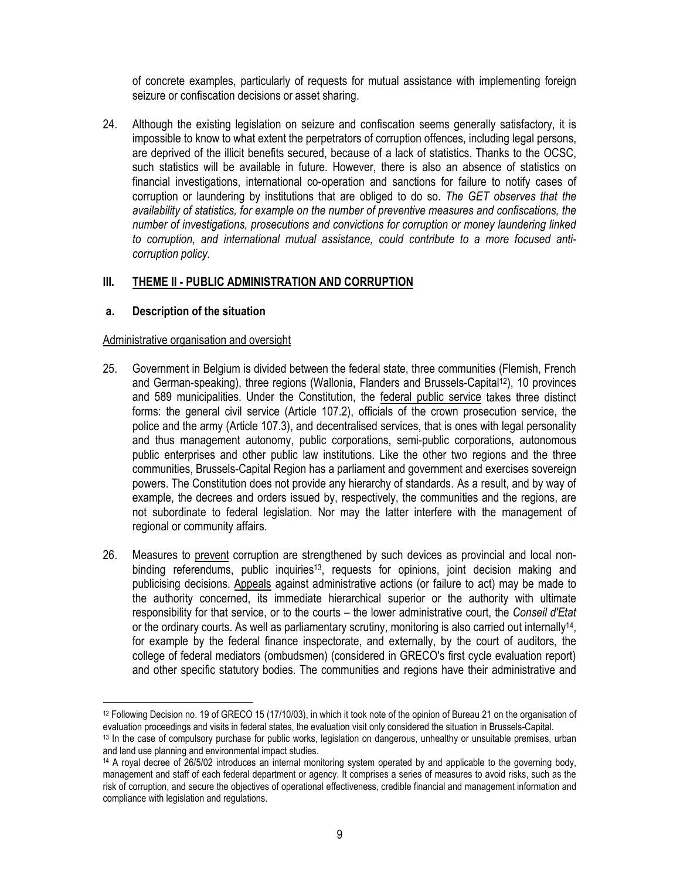of concrete examples, particularly of requests for mutual assistance with implementing foreign seizure or confiscation decisions or asset sharing.

24. Although the existing legislation on seizure and confiscation seems generally satisfactory, it is impossible to know to what extent the perpetrators of corruption offences, including legal persons, are deprived of the illicit benefits secured, because of a lack of statistics. Thanks to the OCSC, such statistics will be available in future. However, there is also an absence of statistics on financial investigations, international co-operation and sanctions for failure to notify cases of corruption or laundering by institutions that are obliged to do so. *The GET observes that the availability of statistics, for example on the number of preventive measures and confiscations, the number of investigations, prosecutions and convictions for corruption or money laundering linked to corruption, and international mutual assistance, could contribute to a more focused anti-corruption policy.*

## III. THEME II - PUBLIC ADMINISTRATION AND CORRUPTION

### a. Description of the situation

Administrative organisation and oversight

25. Government in Belgium is divided between the federal state, three communities (Flemish, French and German-speaking), three regions (Wallonia, Flanders and Brussels-Capital[12]), 10 provinces and 589 municipalities. Under the Constitution, the federal public service takes three distinct forms: the general civil service (Article 107.2), officials of the crown prosecution service, the police and the army (Article 107.3), and decentralised services, that is ones with legal personality and thus management autonomy, public corporations, semi-public corporations, autonomous public enterprises and other public law institutions. Like the other two regions and the three communities, Brussels-Capital Region has a parliament and government and exercises sovereign powers. The Constitution does not provide any hierarchy of standards. As a result, and by way of example, the decrees and orders issued by, respectively, the communities and the regions, are not subordinate to federal legislation. Nor may the latter interfere with the management of regional or community affairs.

26. Measures to prevent corruption are strengthened by such devices as provincial and local non-binding referendums, public inquiries[13], requests for opinions, joint decision making and publicising decisions. Appeals against administrative actions (or failure to act) may be made to the authority concerned, its immediate hierarchical superior or the authority with ultimate responsibility for that service, or to the courts – the lower administrative court, the *Conseil d'Etat* or the ordinary courts. As well as parliamentary scrutiny, monitoring is also carried out internally[14], for example by the federal finance inspectorate, and externally, by the court of auditors, the college of federal mediators (ombudsmen) (considered in GRECO's first cycle evaluation report) and other specific statutory bodies. The communities and regions have their administrative and

---

[12] Following Decision no. 19 of GRECO 15 (17/10/03), in which it took note of the opinion of Bureau 21 on the organisation of evaluation proceedings and visits in federal states, the evaluation visit only considered the situation in Brussels-Capital.

[13] In the case of compulsory purchase for public works, legislation on dangerous, unhealthy or unsuitable premises, urban and land use planning and environmental impact studies.

[14] A royal decree of 26/5/02 introduces an internal monitoring system operated by and applicable to the governing body, management and staff of each federal department or agency. It comprises a series of measures to avoid risks, such as the risk of corruption, and secure the objectives of operational effectiveness, credible financial and management information and compliance with legislation and regulations.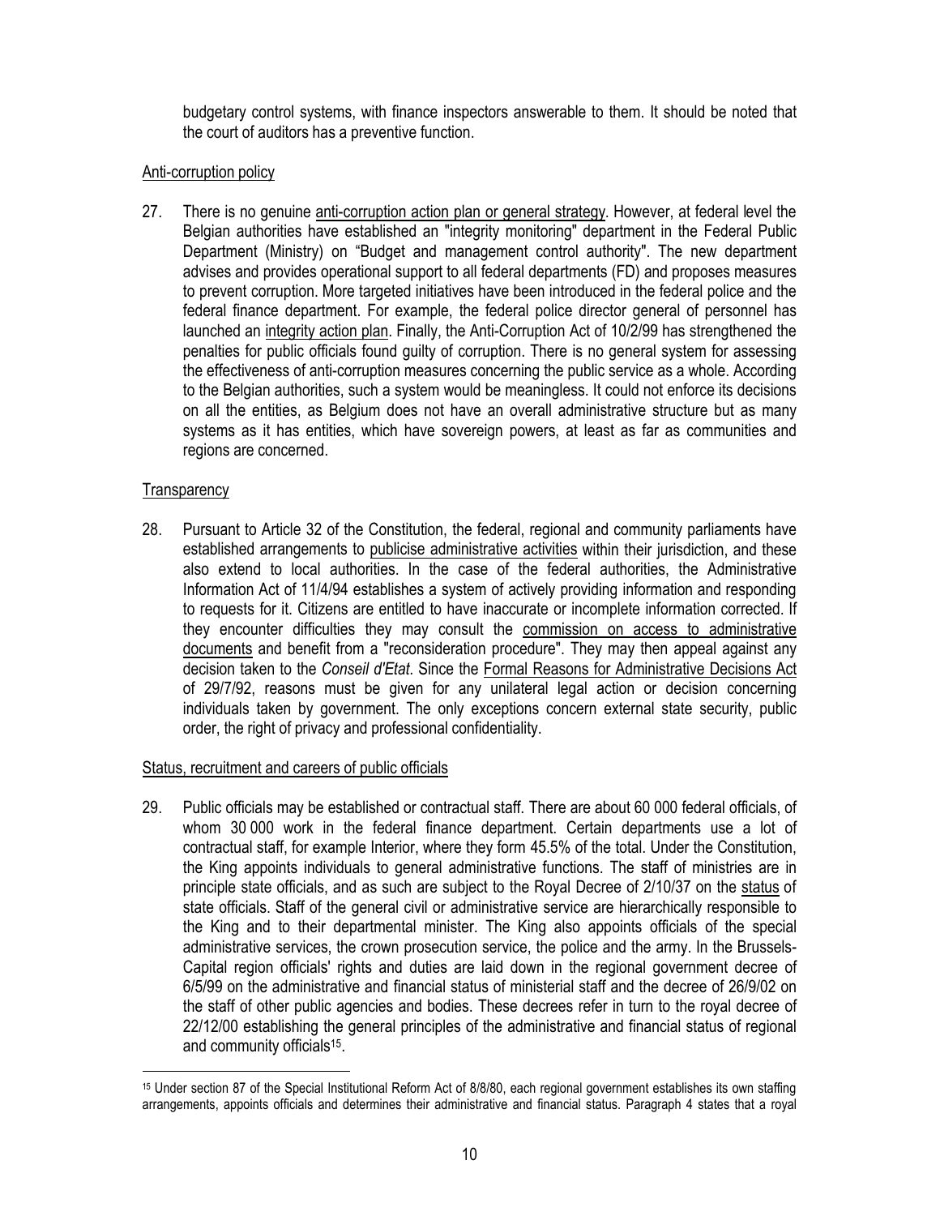budgetary control systems, with finance inspectors answerable to them. It should be noted that the court of auditors has a preventive function.

Anti-corruption policy

27. There is no genuine anti-corruption action plan or general strategy. However, at federal level the Belgian authorities have established an "integrity monitoring" department in the Federal Public Department (Ministry) on "Budget and management control authority". The new department advises and provides operational support to all federal departments (FD) and proposes measures to prevent corruption. More targeted initiatives have been introduced in the federal police and the federal finance department. For example, the federal police director general of personnel has launched an integrity action plan. Finally, the Anti-Corruption Act of 10/2/99 has strengthened the penalties for public officials found guilty of corruption. There is no general system for assessing the effectiveness of anti-corruption measures concerning the public service as a whole. According to the Belgian authorities, such a system would be meaningless. It could not enforce its decisions on all the entities, as Belgium does not have an overall administrative structure but as many systems as it has entities, which have sovereign powers, at least as far as communities and regions are concerned.

Transparency

28. Pursuant to Article 32 of the Constitution, the federal, regional and community parliaments have established arrangements to publicise administrative activities within their jurisdiction, and these also extend to local authorities. In the case of the federal authorities, the Administrative Information Act of 11/4/94 establishes a system of actively providing information and responding to requests for it. Citizens are entitled to have inaccurate or incomplete information corrected. If they encounter difficulties they may consult the commission on access to administrative documents and benefit from a "reconsideration procedure". They may then appeal against any decision taken to the *Conseil d'Etat*. Since the Formal Reasons for Administrative Decisions Act of 29/7/92, reasons must be given for any unilateral legal action or decision concerning individuals taken by government. The only exceptions concern external state security, public order, the right of privacy and professional confidentiality.

Status, recruitment and careers of public officials

29. Public officials may be established or contractual staff. There are about 60 000 federal officials, of whom 30 000 work in the federal finance department. Certain departments use a lot of contractual staff, for example Interior, where they form 45.5% of the total. Under the Constitution, the King appoints individuals to general administrative functions. The staff of ministries are in principle state officials, and as such are subject to the Royal Decree of 2/10/37 on the status of state officials. Staff of the general civil or administrative service are hierarchically responsible to the King and to their departmental minister. The King also appoints officials of the special administrative services, the crown prosecution service, the police and the army. In the Brussels-Capital region officials' rights and duties are laid down in the regional government decree of 6/5/99 on the administrative and financial status of ministerial staff and the decree of 26/9/02 on the staff of other public agencies and bodies. These decrees refer in turn to the royal decree of 22/12/00 establishing the general principles of the administrative and financial status of regional and community officials[15].

[15] Under section 87 of the Special Institutional Reform Act of 8/8/80, each regional government establishes its own staffing arrangements, appoints officials and determines their administrative and financial status. Paragraph 4 states that a royal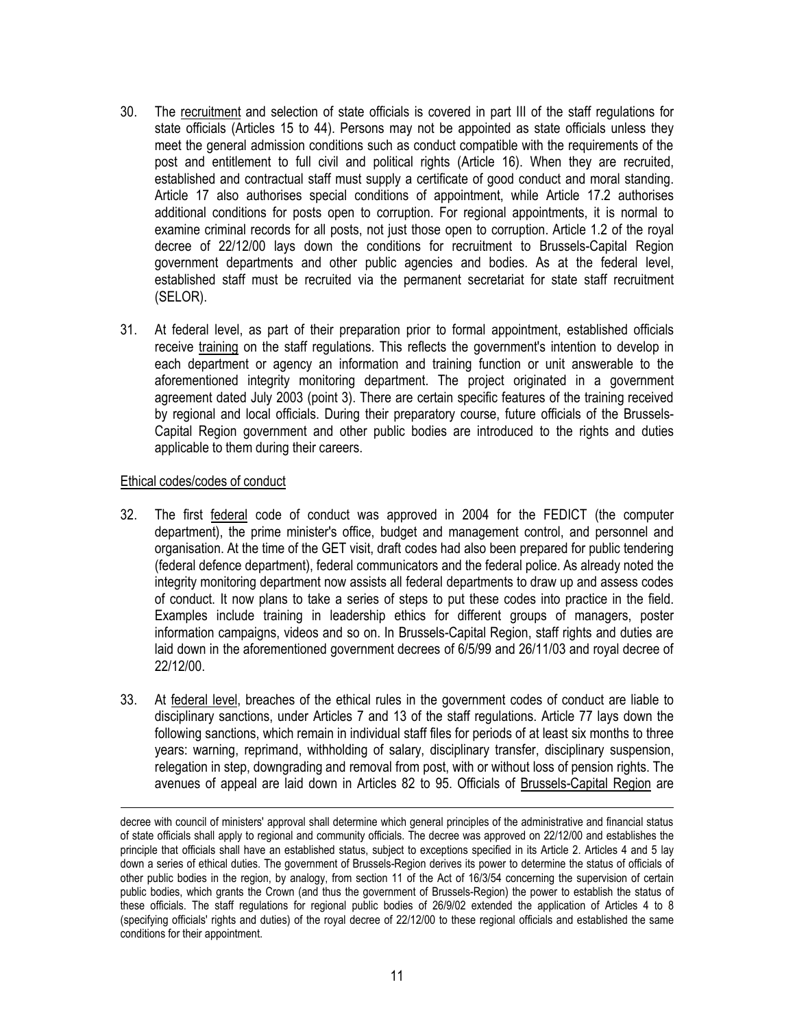30. The recruitment and selection of state officials is covered in part III of the staff regulations for state officials (Articles 15 to 44). Persons may not be appointed as state officials unless they meet the general admission conditions such as conduct compatible with the requirements of the post and entitlement to full civil and political rights (Article 16). When they are recruited, established and contractual staff must supply a certificate of good conduct and moral standing. Article 17 also authorises special conditions of appointment, while Article 17.2 authorises additional conditions for posts open to corruption. For regional appointments, it is normal to examine criminal records for all posts, not just those open to corruption. Article 1.2 of the royal decree of 22/12/00 lays down the conditions for recruitment to Brussels-Capital Region government departments and other public agencies and bodies. As at the federal level, established staff must be recruited via the permanent secretariat for state staff recruitment (SELOR).

31. At federal level, as part of their preparation prior to formal appointment, established officials receive training on the staff regulations. This reflects the government's intention to develop in each department or agency an information and training function or unit answerable to the aforementioned integrity monitoring department. The project originated in a government agreement dated July 2003 (point 3). There are certain specific features of the training received by regional and local officials. During their preparatory course, future officials of the Brussels-Capital Region government and other public bodies are introduced to the rights and duties applicable to them during their careers.

Ethical codes/codes of conduct

32. The first federal code of conduct was approved in 2004 for the FEDICT (the computer department), the prime minister's office, budget and management control, and personnel and organisation. At the time of the GET visit, draft codes had also been prepared for public tendering (federal defence department), federal communicators and the federal police. As already noted the integrity monitoring department now assists all federal departments to draw up and assess codes of conduct. It now plans to take a series of steps to put these codes into practice in the field. Examples include training in leadership ethics for different groups of managers, poster information campaigns, videos and so on. In Brussels-Capital Region, staff rights and duties are laid down in the aforementioned government decrees of 6/5/99 and 26/11/03 and royal decree of 22/12/00.

33. At federal level, breaches of the ethical rules in the government codes of conduct are liable to disciplinary sanctions, under Articles 7 and 13 of the staff regulations. Article 77 lays down the following sanctions, which remain in individual staff files for periods of at least six months to three years: warning, reprimand, withholding of salary, disciplinary transfer, disciplinary suspension, relegation in step, downgrading and removal from post, with or without loss of pension rights. The avenues of appeal are laid down in Articles 82 to 95. Officials of Brussels-Capital Region are

---

decree with council of ministers' approval shall determine which general principles of the administrative and financial status of state officials shall apply to regional and community officials. The decree was approved on 22/12/00 and establishes the principle that officials shall have an established status, subject to exceptions specified in its Article 2. Articles 4 and 5 lay down a series of ethical duties. The government of Brussels-Region derives its power to determine the status of officials of other public bodies in the region, by analogy, from section 11 of the Act of 16/3/54 concerning the supervision of certain public bodies, which grants the Crown (and thus the government of Brussels-Region) the power to establish the status of these officials. The staff regulations for regional public bodies of 26/9/02 extended the application of Articles 4 to 8 (specifying officials' rights and duties) of the royal decree of 22/12/00 to these regional officials and established the same conditions for their appointment.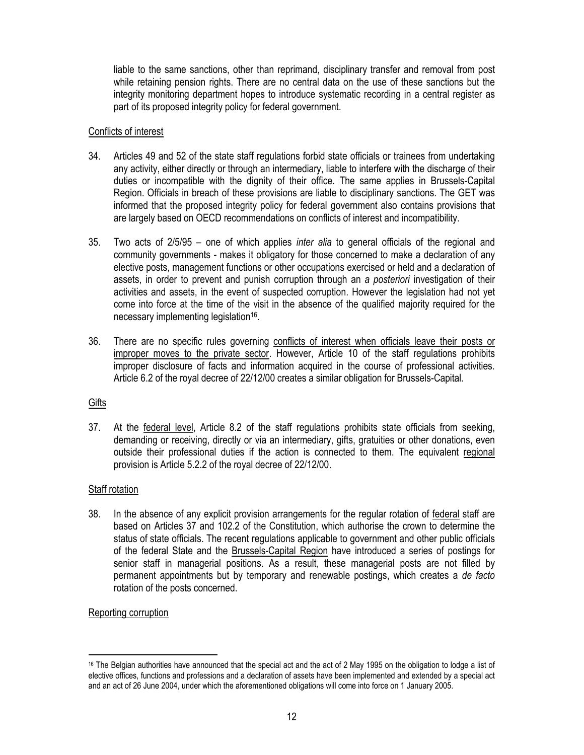liable to the same sanctions, other than reprimand, disciplinary transfer and removal from post while retaining pension rights. There are no central data on the use of these sanctions but the integrity monitoring department hopes to introduce systematic recording in a central register as part of its proposed integrity policy for federal government.

Conflicts of interest

34. Articles 49 and 52 of the state staff regulations forbid state officials or trainees from undertaking any activity, either directly or through an intermediary, liable to interfere with the discharge of their duties or incompatible with the dignity of their office. The same applies in Brussels-Capital Region. Officials in breach of these provisions are liable to disciplinary sanctions. The GET was informed that the proposed integrity policy for federal government also contains provisions that are largely based on OECD recommendations on conflicts of interest and incompatibility.

35. Two acts of 2/5/95 – one of which applies *inter alia* to general officials of the regional and community governments - makes it obligatory for those concerned to make a declaration of any elective posts, management functions or other occupations exercised or held and a declaration of assets, in order to prevent and punish corruption through an *a posteriori* investigation of their activities and assets, in the event of suspected corruption. However the legislation had not yet come into force at the time of the visit in the absence of the qualified majority required for the necessary implementing legislation[16].

36. There are no specific rules governing conflicts of interest when officials leave their posts or improper moves to the private sector. However, Article 10 of the staff regulations prohibits improper disclosure of facts and information acquired in the course of professional activities. Article 6.2 of the royal decree of 22/12/00 creates a similar obligation for Brussels-Capital.

Gifts

37. At the federal level, Article 8.2 of the staff regulations prohibits state officials from seeking, demanding or receiving, directly or via an intermediary, gifts, gratuities or other donations, even outside their professional duties if the action is connected to them. The equivalent regional provision is Article 5.2.2 of the royal decree of 22/12/00.

Staff rotation

38. In the absence of any explicit provision arrangements for the regular rotation of federal staff are based on Articles 37 and 102.2 of the Constitution, which authorise the crown to determine the status of state officials. The recent regulations applicable to government and other public officials of the federal State and the Brussels-Capital Region have introduced a series of postings for senior staff in managerial positions. As a result, these managerial posts are not filled by permanent appointments but by temporary and renewable postings, which creates a *de facto* rotation of the posts concerned.

Reporting corruption

[16] The Belgian authorities have announced that the special act and the act of 2 May 1995 on the obligation to lodge a list of elective offices, functions and professions and a declaration of assets have been implemented and extended by a special act and an act of 26 June 2004, under which the aforementioned obligations will come into force on 1 January 2005.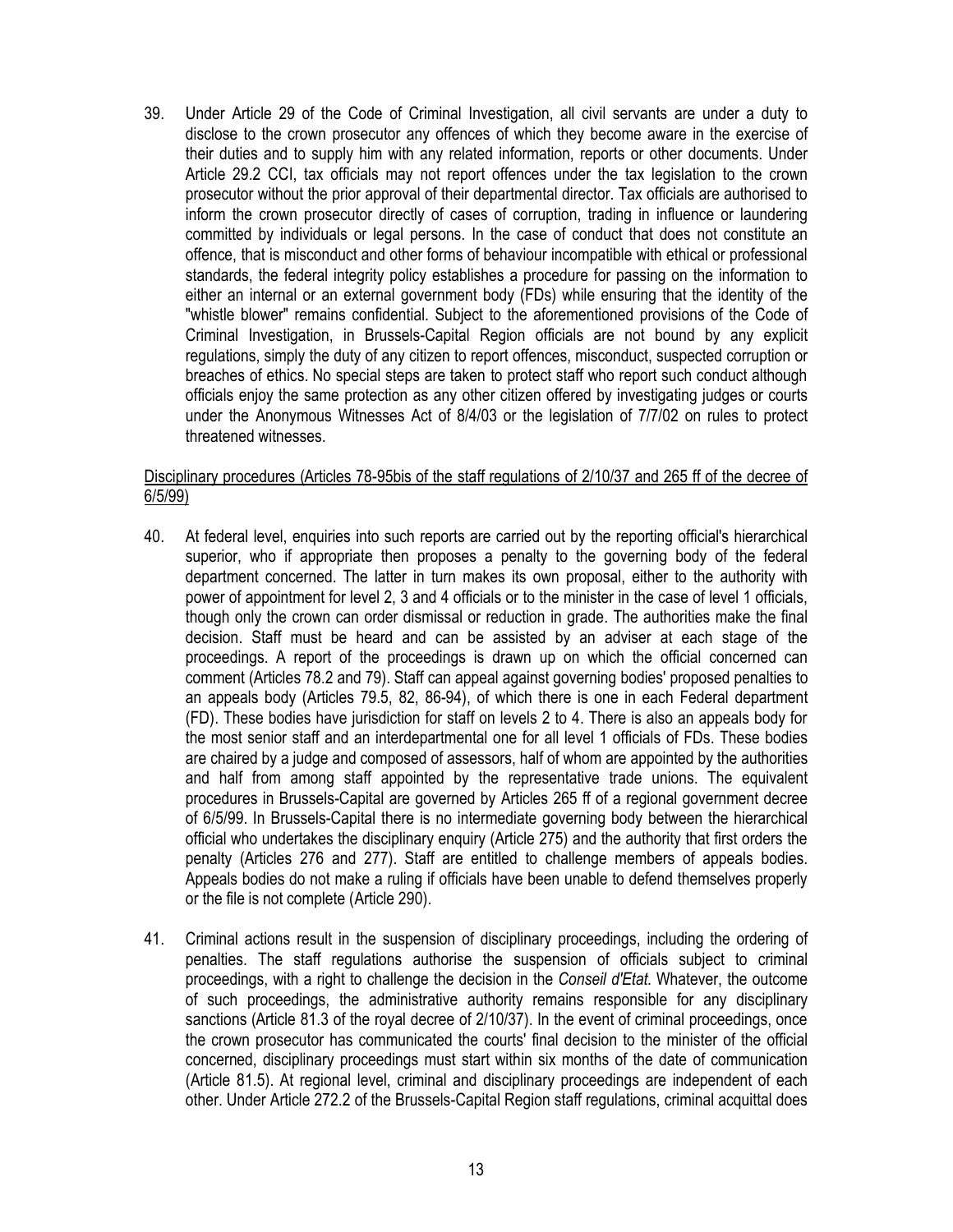39. Under Article 29 of the Code of Criminal Investigation, all civil servants are under a duty to disclose to the crown prosecutor any offences of which they become aware in the exercise of their duties and to supply him with any related information, reports or other documents. Under Article 29.2 CCI, tax officials may not report offences under the tax legislation to the crown prosecutor without the prior approval of their departmental director. Tax officials are authorised to inform the crown prosecutor directly of cases of corruption, trading in influence or laundering committed by individuals or legal persons. In the case of conduct that does not constitute an offence, that is misconduct and other forms of behaviour incompatible with ethical or professional standards, the federal integrity policy establishes a procedure for passing on the information to either an internal or an external government body (FDs) while ensuring that the identity of the "whistle blower" remains confidential. Subject to the aforementioned provisions of the Code of Criminal Investigation, in Brussels-Capital Region officials are not bound by any explicit regulations, simply the duty of any citizen to report offences, misconduct, suspected corruption or breaches of ethics. No special steps are taken to protect staff who report such conduct although officials enjoy the same protection as any other citizen offered by investigating judges or courts under the Anonymous Witnesses Act of 8/4/03 or the legislation of 7/7/02 on rules to protect threatened witnesses.

<u>Disciplinary procedures (Articles 78-95bis of the staff regulations of 2/10/37 and 265 ff of the decree of 6/5/99)</u>

40. At federal level, enquiries into such reports are carried out by the reporting official's hierarchical superior, who if appropriate then proposes a penalty to the governing body of the federal department concerned. The latter in turn makes its own proposal, either to the authority with power of appointment for level 2, 3 and 4 officials or to the minister in the case of level 1 officials, though only the crown can order dismissal or reduction in grade. The authorities make the final decision. Staff must be heard and can be assisted by an adviser at each stage of the proceedings. A report of the proceedings is drawn up on which the official concerned can comment (Articles 78.2 and 79). Staff can appeal against governing bodies' proposed penalties to an appeals body (Articles 79.5, 82, 86-94), of which there is one in each Federal department (FD). These bodies have jurisdiction for staff on levels 2 to 4. There is also an appeals body for the most senior staff and an interdepartmental one for all level 1 officials of FDs. These bodies are chaired by a judge and composed of assessors, half of whom are appointed by the authorities and half from among staff appointed by the representative trade unions. The equivalent procedures in Brussels-Capital are governed by Articles 265 ff of a regional government decree of 6/5/99. In Brussels-Capital there is no intermediate governing body between the hierarchical official who undertakes the disciplinary enquiry (Article 275) and the authority that first orders the penalty (Articles 276 and 277). Staff are entitled to challenge members of appeals bodies. Appeals bodies do not make a ruling if officials have been unable to defend themselves properly or the file is not complete (Article 290).

41. Criminal actions result in the suspension of disciplinary proceedings, including the ordering of penalties. The staff regulations authorise the suspension of officials subject to criminal proceedings, with a right to challenge the decision in the *Conseil d'Etat*. Whatever, the outcome of such proceedings, the administrative authority remains responsible for any disciplinary sanctions (Article 81.3 of the royal decree of 2/10/37). In the event of criminal proceedings, once the crown prosecutor has communicated the courts' final decision to the minister of the official concerned, disciplinary proceedings must start within six months of the date of communication (Article 81.5). At regional level, criminal and disciplinary proceedings are independent of each other. Under Article 272.2 of the Brussels-Capital Region staff regulations, criminal acquittal does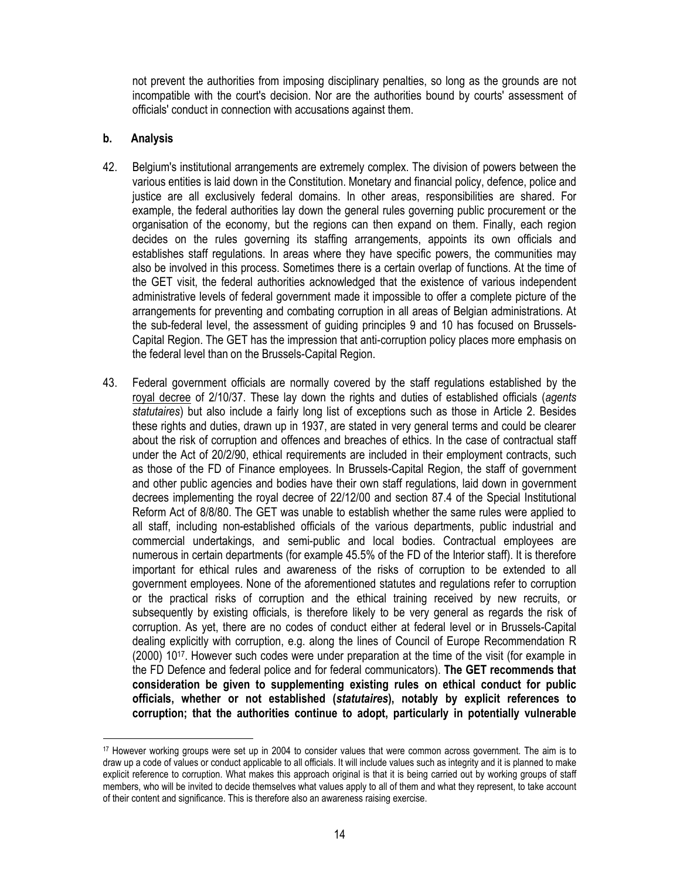not prevent the authorities from imposing disciplinary penalties, so long as the grounds are not incompatible with the court's decision. Nor are the authorities bound by courts' assessment of officials' conduct in connection with accusations against them.

**b. Analysis**

42. Belgium's institutional arrangements are extremely complex. The division of powers between the various entities is laid down in the Constitution. Monetary and financial policy, defence, police and justice are all exclusively federal domains. In other areas, responsibilities are shared. For example, the federal authorities lay down the general rules governing public procurement or the organisation of the economy, but the regions can then expand on them. Finally, each region decides on the rules governing its staffing arrangements, appoints its own officials and establishes staff regulations. In areas where they have specific powers, the communities may also be involved in this process. Sometimes there is a certain overlap of functions. At the time of the GET visit, the federal authorities acknowledged that the existence of various independent administrative levels of federal government made it impossible to offer a complete picture of the arrangements for preventing and combating corruption in all areas of Belgian administrations. At the sub-federal level, the assessment of guiding principles 9 and 10 has focused on Brussels-Capital Region. The GET has the impression that anti-corruption policy places more emphasis on the federal level than on the Brussels-Capital Region.

43. Federal government officials are normally covered by the staff regulations established by the royal decree of 2/10/37. These lay down the rights and duties of established officials (*agents statutaires*) but also include a fairly long list of exceptions such as those in Article 2. Besides these rights and duties, drawn up in 1937, are stated in very general terms and could be clearer about the risk of corruption and offences and breaches of ethics. In the case of contractual staff under the Act of 20/2/90, ethical requirements are included in their employment contracts, such as those of the FD of Finance employees. In Brussels-Capital Region, the staff of government and other public agencies and bodies have their own staff regulations, laid down in government decrees implementing the royal decree of 22/12/00 and section 87.4 of the Special Institutional Reform Act of 8/8/80. The GET was unable to establish whether the same rules were applied to all staff, including non-established officials of the various departments, public industrial and commercial undertakings, and semi-public and local bodies. Contractual employees are numerous in certain departments (for example 45.5% of the FD of the Interior staff). It is therefore important for ethical rules and awareness of the risks of corruption to be extended to all government employees. None of the aforementioned statutes and regulations refer to corruption or the practical risks of corruption and the ethical training received by new recruits, or subsequently by existing officials, is therefore likely to be very general as regards the risk of corruption. As yet, there are no codes of conduct either at federal level or in Brussels-Capital dealing explicitly with corruption, e.g. along the lines of Council of Europe Recommendation R (2000) 10[17]. However such codes were under preparation at the time of the visit (for example in the FD Defence and federal police and for federal communicators). **The GET recommends that consideration be given to supplementing existing rules on ethical conduct for public officials, whether or not established (*statutaires*), notably by explicit references to corruption; that the authorities continue to adopt, particularly in potentially vulnerable**

[17] However working groups were set up in 2004 to consider values that were common across government. The aim is to draw up a code of values or conduct applicable to all officials. It will include values such as integrity and it is planned to make explicit reference to corruption. What makes this approach original is that it is being carried out by working groups of staff members, who will be invited to decide themselves what values apply to all of them and what they represent, to take account of their content and significance. This is therefore also an awareness raising exercise.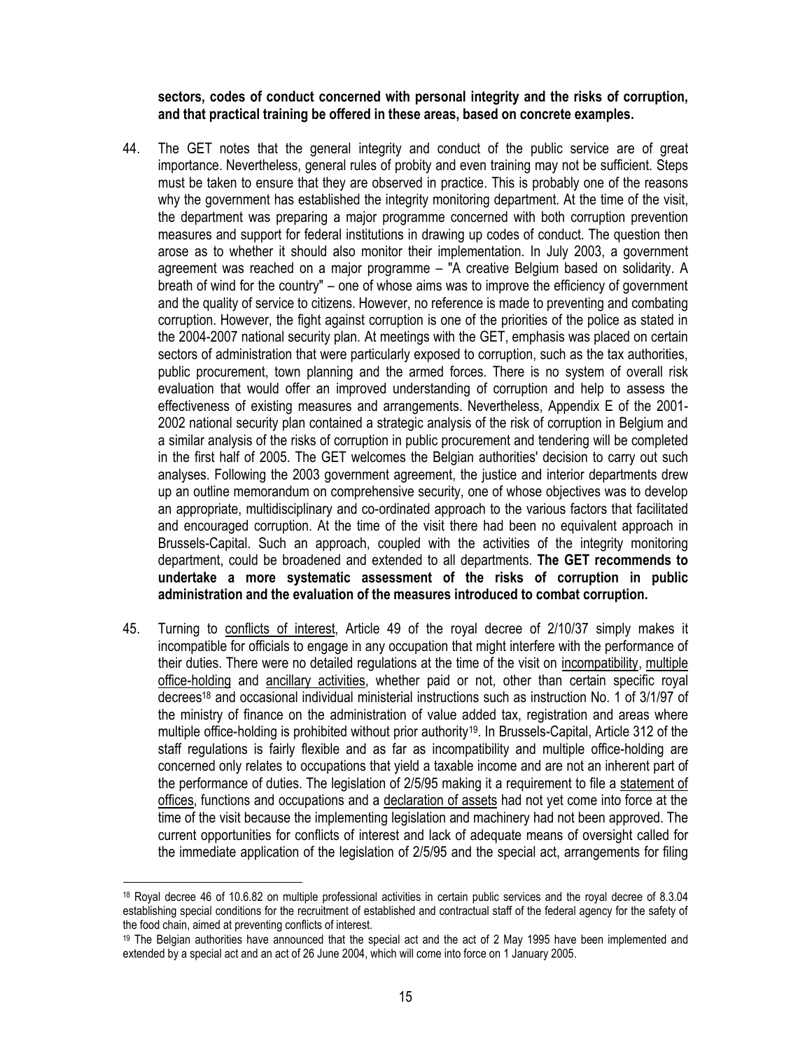**sectors, codes of conduct concerned with personal integrity and the risks of corruption, and that practical training be offered in these areas, based on concrete examples.**

44. The GET notes that the general integrity and conduct of the public service are of great importance. Nevertheless, general rules of probity and even training may not be sufficient. Steps must be taken to ensure that they are observed in practice. This is probably one of the reasons why the government has established the integrity monitoring department. At the time of the visit, the department was preparing a major programme concerned with both corruption prevention measures and support for federal institutions in drawing up codes of conduct. The question then arose as to whether it should also monitor their implementation. In July 2003, a government agreement was reached on a major programme – "A creative Belgium based on solidarity. A breath of wind for the country" – one of whose aims was to improve the efficiency of government and the quality of service to citizens. However, no reference is made to preventing and combating corruption. However, the fight against corruption is one of the priorities of the police as stated in the 2004-2007 national security plan. At meetings with the GET, emphasis was placed on certain sectors of administration that were particularly exposed to corruption, such as the tax authorities, public procurement, town planning and the armed forces. There is no system of overall risk evaluation that would offer an improved understanding of corruption and help to assess the effectiveness of existing measures and arrangements. Nevertheless, Appendix E of the 2001-2002 national security plan contained a strategic analysis of the risk of corruption in Belgium and a similar analysis of the risks of corruption in public procurement and tendering will be completed in the first half of 2005. The GET welcomes the Belgian authorities' decision to carry out such analyses. Following the 2003 government agreement, the justice and interior departments drew up an outline memorandum on comprehensive security, one of whose objectives was to develop an appropriate, multidisciplinary and co-ordinated approach to the various factors that facilitated and encouraged corruption. At the time of the visit there had been no equivalent approach in Brussels-Capital. Such an approach, coupled with the activities of the integrity monitoring department, could be broadened and extended to all departments. **The GET recommends to undertake a more systematic assessment of the risks of corruption in public administration and the evaluation of the measures introduced to combat corruption.**

45. Turning to conflicts of interest, Article 49 of the royal decree of 2/10/37 simply makes it incompatible for officials to engage in any occupation that might interfere with the performance of their duties. There were no detailed regulations at the time of the visit on incompatibility, multiple office-holding and ancillary activities, whether paid or not, other than certain specific royal decrees[18] and occasional individual ministerial instructions such as instruction No. 1 of 3/1/97 of the ministry of finance on the administration of value added tax, registration and areas where multiple office-holding is prohibited without prior authority[19]. In Brussels-Capital, Article 312 of the staff regulations is fairly flexible and as far as incompatibility and multiple office-holding are concerned only relates to occupations that yield a taxable income and are not an inherent part of the performance of duties. The legislation of 2/5/95 making it a requirement to file a statement of offices, functions and occupations and a declaration of assets had not yet come into force at the time of the visit because the implementing legislation and machinery had not been approved. The current opportunities for conflicts of interest and lack of adequate means of oversight called for the immediate application of the legislation of 2/5/95 and the special act, arrangements for filing

[18] Royal decree 46 of 10.6.82 on multiple professional activities in certain public services and the royal decree of 8.3.04 establishing special conditions for the recruitment of established and contractual staff of the federal agency for the safety of the food chain, aimed at preventing conflicts of interest.

[19] The Belgian authorities have announced that the special act and the act of 2 May 1995 have been implemented and extended by a special act and an act of 26 June 2004, which will come into force on 1 January 2005.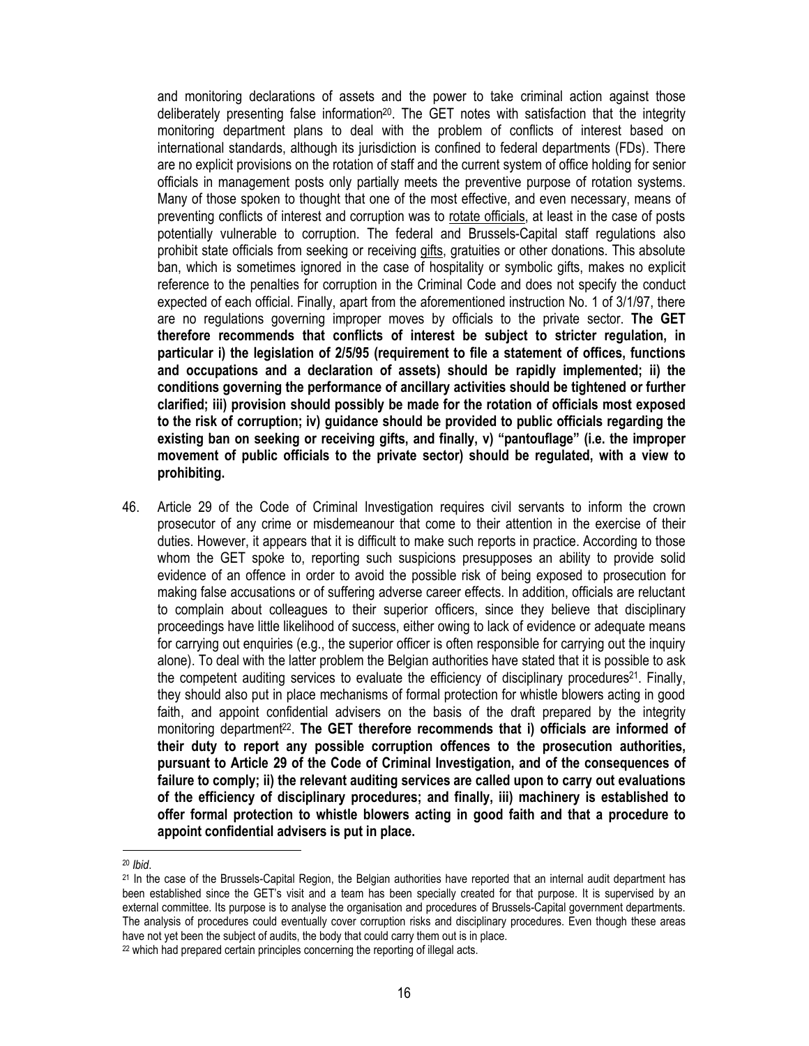and monitoring declarations of assets and the power to take criminal action against those deliberately presenting false information[20]. The GET notes with satisfaction that the integrity monitoring department plans to deal with the problem of conflicts of interest based on international standards, although its jurisdiction is confined to federal departments (FDs). There are no explicit provisions on the rotation of staff and the current system of office holding for senior officials in management posts only partially meets the preventive purpose of rotation systems. Many of those spoken to thought that one of the most effective, and even necessary, means of preventing conflicts of interest and corruption was to rotate officials, at least in the case of posts potentially vulnerable to corruption. The federal and Brussels-Capital staff regulations also prohibit state officials from seeking or receiving gifts, gratuities or other donations. This absolute ban, which is sometimes ignored in the case of hospitality or symbolic gifts, makes no explicit reference to the penalties for corruption in the Criminal Code and does not specify the conduct expected of each official. Finally, apart from the aforementioned instruction No. 1 of 3/1/97, there are no regulations governing improper moves by officials to the private sector. **The GET therefore recommends that conflicts of interest be subject to stricter regulation, in particular i) the legislation of 2/5/95 (requirement to file a statement of offices, functions and occupations and a declaration of assets) should be rapidly implemented; ii) the conditions governing the performance of ancillary activities should be tightened or further clarified; iii) provision should possibly be made for the rotation of officials most exposed to the risk of corruption; iv) guidance should be provided to public officials regarding the existing ban on seeking or receiving gifts, and finally, v) "pantouflage" (i.e. the improper movement of public officials to the private sector) should be regulated, with a view to prohibiting.**

46. Article 29 of the Code of Criminal Investigation requires civil servants to inform the crown prosecutor of any crime or misdemeanour that come to their attention in the exercise of their duties. However, it appears that it is difficult to make such reports in practice. According to those whom the GET spoke to, reporting such suspicions presupposes an ability to provide solid evidence of an offence in order to avoid the possible risk of being exposed to prosecution for making false accusations or of suffering adverse career effects. In addition, officials are reluctant to complain about colleagues to their superior officers, since they believe that disciplinary proceedings have little likelihood of success, either owing to lack of evidence or adequate means for carrying out enquiries (e.g., the superior officer is often responsible for carrying out the inquiry alone). To deal with the latter problem the Belgian authorities have stated that it is possible to ask the competent auditing services to evaluate the efficiency of disciplinary procedures[21]. Finally, they should also put in place mechanisms of formal protection for whistle blowers acting in good faith, and appoint confidential advisers on the basis of the draft prepared by the integrity monitoring department[22]. **The GET therefore recommends that i) officials are informed of their duty to report any possible corruption offences to the prosecution authorities, pursuant to Article 29 of the Code of Criminal Investigation, and of the consequences of failure to comply; ii) the relevant auditing services are called upon to carry out evaluations of the efficiency of disciplinary procedures; and finally, iii) machinery is established to offer formal protection to whistle blowers acting in good faith and that a procedure to appoint confidential advisers is put in place.**

[20] *Ibid*.

[21] In the case of the Brussels-Capital Region, the Belgian authorities have reported that an internal audit department has been established since the GET's visit and a team has been specially created for that purpose. It is supervised by an external committee. Its purpose is to analyse the organisation and procedures of Brussels-Capital government departments. The analysis of procedures could eventually cover corruption risks and disciplinary procedures. Even though these areas have not yet been the subject of audits, the body that could carry them out is in place.

[22] which had prepared certain principles concerning the reporting of illegal acts.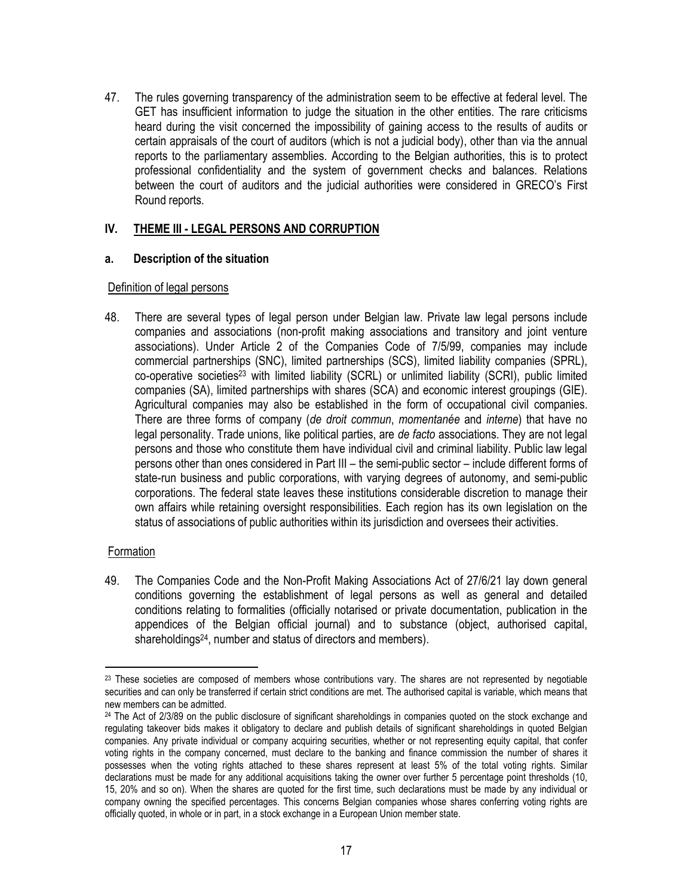47. The rules governing transparency of the administration seem to be effective at federal level. The GET has insufficient information to judge the situation in the other entities. The rare criticisms heard during the visit concerned the impossibility of gaining access to the results of audits or certain appraisals of the court of auditors (which is not a judicial body), other than via the annual reports to the parliamentary assemblies. According to the Belgian authorities, this is to protect professional confidentiality and the system of government checks and balances. Relations between the court of auditors and the judicial authorities were considered in GRECO's First Round reports.

## IV. THEME III - LEGAL PERSONS AND CORRUPTION

### a. Description of the situation

#### Definition of legal persons

48. There are several types of legal person under Belgian law. Private law legal persons include companies and associations (non-profit making associations and transitory and joint venture associations). Under Article 2 of the Companies Code of 7/5/99, companies may include commercial partnerships (SNC), limited partnerships (SCS), limited liability companies (SPRL), co-operative societies[23] with limited liability (SCRL) or unlimited liability (SCRI), public limited companies (SA), limited partnerships with shares (SCA) and economic interest groupings (GIE). Agricultural companies may also be established in the form of occupational civil companies. There are three forms of company (*de droit commun*, *momentanée* and *interne*) that have no legal personality. Trade unions, like political parties, are *de facto* associations. They are not legal persons and those who constitute them have individual civil and criminal liability. Public law legal persons other than ones considered in Part III – the semi-public sector – include different forms of state-run business and public corporations, with varying degrees of autonomy, and semi-public corporations. The federal state leaves these institutions considerable discretion to manage their own affairs while retaining oversight responsibilities. Each region has its own legislation on the status of associations of public authorities within its jurisdiction and oversees their activities.

#### Formation

49. The Companies Code and the Non-Profit Making Associations Act of 27/6/21 lay down general conditions governing the establishment of legal persons as well as general and detailed conditions relating to formalities (officially notarised or private documentation, publication in the appendices of the Belgian official journal) and to substance (object, authorised capital, shareholdings[24], number and status of directors and members).

---

[23] These societies are composed of members whose contributions vary. The shares are not represented by negotiable securities and can only be transferred if certain strict conditions are met. The authorised capital is variable, which means that new members can be admitted.

[24] The Act of 2/3/89 on the public disclosure of significant shareholdings in companies quoted on the stock exchange and regulating takeover bids makes it obligatory to declare and publish details of significant shareholdings in quoted Belgian companies. Any private individual or company acquiring securities, whether or not representing equity capital, that confer voting rights in the company concerned, must declare to the banking and finance commission the number of shares it possesses when the voting rights attached to these shares represent at least 5% of the total voting rights. Similar declarations must be made for any additional acquisitions taking the owner over further 5 percentage point thresholds (10, 15, 20% and so on). When the shares are quoted for the first time, such declarations must be made by any individual or company owning the specified percentages. This concerns Belgian companies whose shares conferring voting rights are officially quoted, in whole or in part, in a stock exchange in a European Union member state.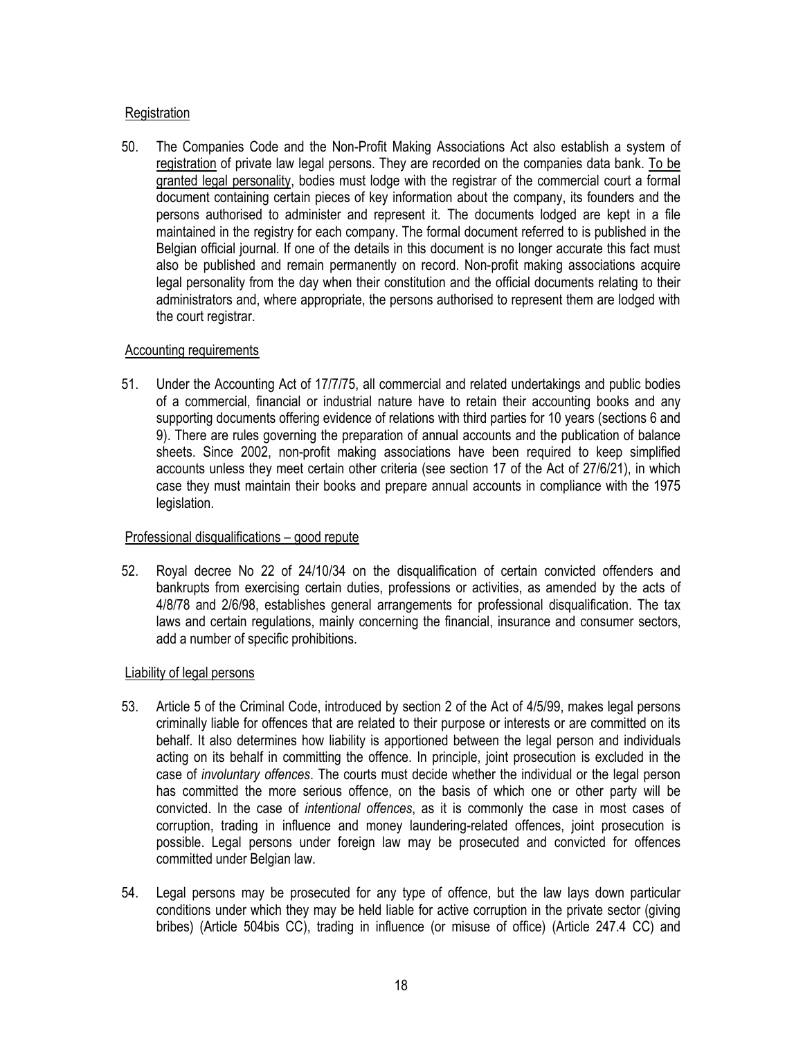Registration

50. The Companies Code and the Non-Profit Making Associations Act also establish a system of registration of private law legal persons. They are recorded on the companies data bank. To be granted legal personality, bodies must lodge with the registrar of the commercial court a formal document containing certain pieces of key information about the company, its founders and the persons authorised to administer and represent it. The documents lodged are kept in a file maintained in the registry for each company. The formal document referred to is published in the Belgian official journal. If one of the details in this document is no longer accurate this fact must also be published and remain permanently on record. Non-profit making associations acquire legal personality from the day when their constitution and the official documents relating to their administrators and, where appropriate, the persons authorised to represent them are lodged with the court registrar.

Accounting requirements

51. Under the Accounting Act of 17/7/75, all commercial and related undertakings and public bodies of a commercial, financial or industrial nature have to retain their accounting books and any supporting documents offering evidence of relations with third parties for 10 years (sections 6 and 9). There are rules governing the preparation of annual accounts and the publication of balance sheets. Since 2002, non-profit making associations have been required to keep simplified accounts unless they meet certain other criteria (see section 17 of the Act of 27/6/21), in which case they must maintain their books and prepare annual accounts in compliance with the 1975 legislation.

Professional disqualifications – good repute

52. Royal decree No 22 of 24/10/34 on the disqualification of certain convicted offenders and bankrupts from exercising certain duties, professions or activities, as amended by the acts of 4/8/78 and 2/6/98, establishes general arrangements for professional disqualification. The tax laws and certain regulations, mainly concerning the financial, insurance and consumer sectors, add a number of specific prohibitions.

Liability of legal persons

53. Article 5 of the Criminal Code, introduced by section 2 of the Act of 4/5/99, makes legal persons criminally liable for offences that are related to their purpose or interests or are committed on its behalf. It also determines how liability is apportioned between the legal person and individuals acting on its behalf in committing the offence. In principle, joint prosecution is excluded in the case of *involuntary offences*. The courts must decide whether the individual or the legal person has committed the more serious offence, on the basis of which one or other party will be convicted. In the case of *intentional offences*, as it is commonly the case in most cases of corruption, trading in influence and money laundering-related offences, joint prosecution is possible. Legal persons under foreign law may be prosecuted and convicted for offences committed under Belgian law.

54. Legal persons may be prosecuted for any type of offence, but the law lays down particular conditions under which they may be held liable for active corruption in the private sector (giving bribes) (Article 504bis CC), trading in influence (or misuse of office) (Article 247.4 CC) and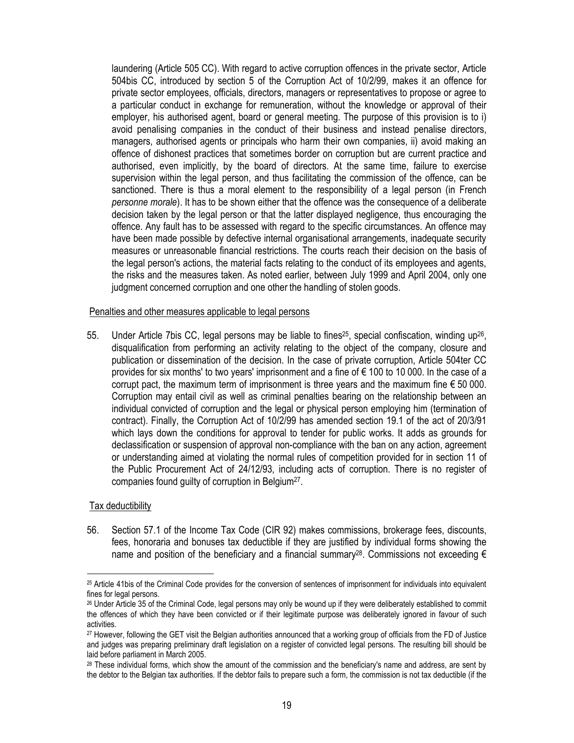laundering (Article 505 CC). With regard to active corruption offences in the private sector, Article 504bis CC, introduced by section 5 of the Corruption Act of 10/2/99, makes it an offence for private sector employees, officials, directors, managers or representatives to propose or agree to a particular conduct in exchange for remuneration, without the knowledge or approval of their employer, his authorised agent, board or general meeting. The purpose of this provision is to i) avoid penalising companies in the conduct of their business and instead penalise directors, managers, authorised agents or principals who harm their own companies, ii) avoid making an offence of dishonest practices that sometimes border on corruption but are current practice and authorised, even implicitly, by the board of directors. At the same time, failure to exercise supervision within the legal person, and thus facilitating the commission of the offence, can be sanctioned. There is thus a moral element to the responsibility of a legal person (in French *personne morale*). It has to be shown either that the offence was the consequence of a deliberate decision taken by the legal person or that the latter displayed negligence, thus encouraging the offence. Any fault has to be assessed with regard to the specific circumstances. An offence may have been made possible by defective internal organisational arrangements, inadequate security measures or unreasonable financial restrictions. The courts reach their decision on the basis of the legal person's actions, the material facts relating to the conduct of its employees and agents, the risks and the measures taken. As noted earlier, between July 1999 and April 2004, only one judgment concerned corruption and one other the handling of stolen goods.

Penalties and other measures applicable to legal persons

55. Under Article 7bis CC, legal persons may be liable to fines[25], special confiscation, winding up[26], disqualification from performing an activity relating to the object of the company, closure and publication or dissemination of the decision. In the case of private corruption, Article 504ter CC provides for six months' to two years' imprisonment and a fine of € 100 to 10 000. In the case of a corrupt pact, the maximum term of imprisonment is three years and the maximum fine € 50 000. Corruption may entail civil as well as criminal penalties bearing on the relationship between an individual convicted of corruption and the legal or physical person employing him (termination of contract). Finally, the Corruption Act of 10/2/99 has amended section 19.1 of the act of 20/3/91 which lays down the conditions for approval to tender for public works. It adds as grounds for declassification or suspension of approval non-compliance with the ban on any action, agreement or understanding aimed at violating the normal rules of competition provided for in section 11 of the Public Procurement Act of 24/12/93, including acts of corruption. There is no register of companies found guilty of corruption in Belgium[27].

Tax deductibility

56. Section 57.1 of the Income Tax Code (CIR 92) makes commissions, brokerage fees, discounts, fees, honoraria and bonuses tax deductible if they are justified by individual forms showing the name and position of the beneficiary and a financial summary[28]. Commissions not exceeding €

---

[25] Article 41bis of the Criminal Code provides for the conversion of sentences of imprisonment for individuals into equivalent fines for legal persons.

[26] Under Article 35 of the Criminal Code, legal persons may only be wound up if they were deliberately established to commit the offences of which they have been convicted or if their legitimate purpose was deliberately ignored in favour of such activities.

[27] However, following the GET visit the Belgian authorities announced that a working group of officials from the FD of Justice and judges was preparing preliminary draft legislation on a register of convicted legal persons. The resulting bill should be laid before parliament in March 2005.

[28] These individual forms, which show the amount of the commission and the beneficiary's name and address, are sent by the debtor to the Belgian tax authorities. If the debtor fails to prepare such a form, the commission is not tax deductible (if the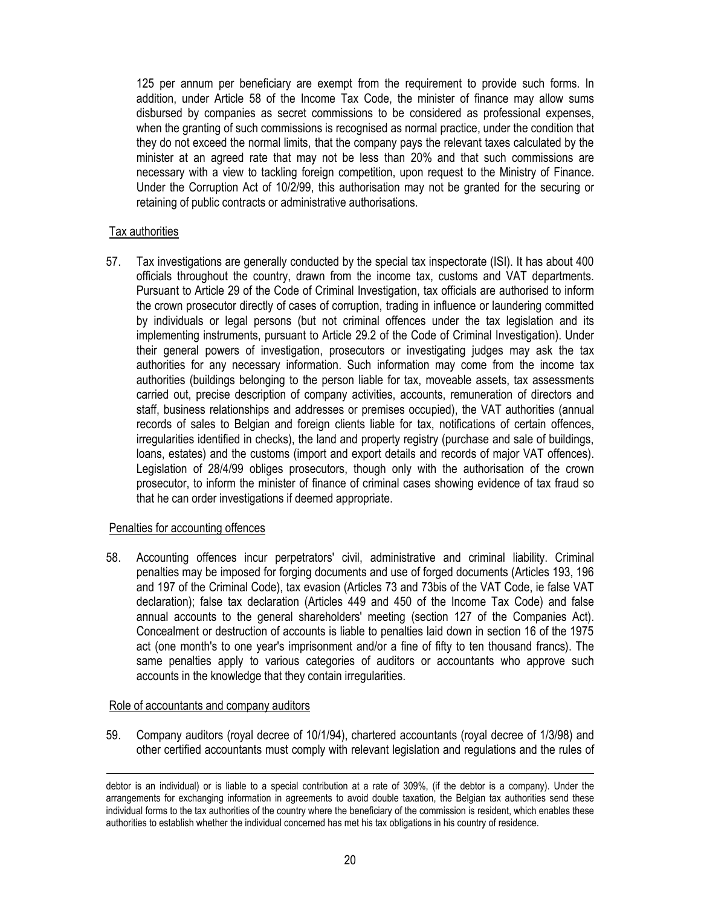125 per annum per beneficiary are exempt from the requirement to provide such forms. In addition, under Article 58 of the Income Tax Code, the minister of finance may allow sums disbursed by companies as secret commissions to be considered as professional expenses, when the granting of such commissions is recognised as normal practice, under the condition that they do not exceed the normal limits, that the company pays the relevant taxes calculated by the minister at an agreed rate that may not be less than 20% and that such commissions are necessary with a view to tackling foreign competition, upon request to the Ministry of Finance. Under the Corruption Act of 10/2/99, this authorisation may not be granted for the securing or retaining of public contracts or administrative authorisations.

Tax authorities

57. Tax investigations are generally conducted by the special tax inspectorate (ISI). It has about 400 officials throughout the country, drawn from the income tax, customs and VAT departments. Pursuant to Article 29 of the Code of Criminal Investigation, tax officials are authorised to inform the crown prosecutor directly of cases of corruption, trading in influence or laundering committed by individuals or legal persons (but not criminal offences under the tax legislation and its implementing instruments, pursuant to Article 29.2 of the Code of Criminal Investigation). Under their general powers of investigation, prosecutors or investigating judges may ask the tax authorities for any necessary information. Such information may come from the income tax authorities (buildings belonging to the person liable for tax, moveable assets, tax assessments carried out, precise description of company activities, accounts, remuneration of directors and staff, business relationships and addresses or premises occupied), the VAT authorities (annual records of sales to Belgian and foreign clients liable for tax, notifications of certain offences, irregularities identified in checks), the land and property registry (purchase and sale of buildings, loans, estates) and the customs (import and export details and records of major VAT offences). Legislation of 28/4/99 obliges prosecutors, though only with the authorisation of the crown prosecutor, to inform the minister of finance of criminal cases showing evidence of tax fraud so that he can order investigations if deemed appropriate.

Penalties for accounting offences

58. Accounting offences incur perpetrators' civil, administrative and criminal liability. Criminal penalties may be imposed for forging documents and use of forged documents (Articles 193, 196 and 197 of the Criminal Code), tax evasion (Articles 73 and 73bis of the VAT Code, ie false VAT declaration); false tax declaration (Articles 449 and 450 of the Income Tax Code) and false annual accounts to the general shareholders' meeting (section 127 of the Companies Act). Concealment or destruction of accounts is liable to penalties laid down in section 16 of the 1975 act (one month's to one year's imprisonment and/or a fine of fifty to ten thousand francs). The same penalties apply to various categories of auditors or accountants who approve such accounts in the knowledge that they contain irregularities.

Role of accountants and company auditors

59. Company auditors (royal decree of 10/1/94), chartered accountants (royal decree of 1/3/98) and other certified accountants must comply with relevant legislation and regulations and the rules of

---

debtor is an individual) or is liable to a special contribution at a rate of 309%, (if the debtor is a company). Under the arrangements for exchanging information in agreements to avoid double taxation, the Belgian tax authorities send these individual forms to the tax authorities of the country where the beneficiary of the commission is resident, which enables these authorities to establish whether the individual concerned has met his tax obligations in his country of residence.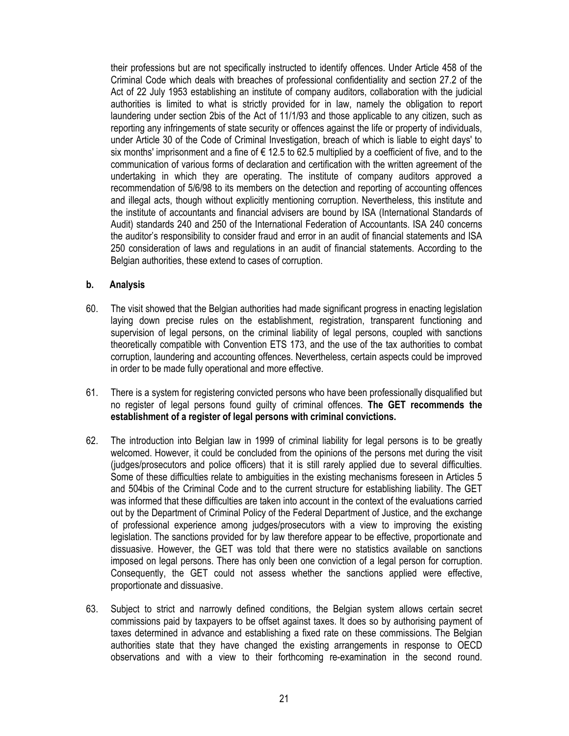their professions but are not specifically instructed to identify offences. Under Article 458 of the Criminal Code which deals with breaches of professional confidentiality and section 27.2 of the Act of 22 July 1953 establishing an institute of company auditors, collaboration with the judicial authorities is limited to what is strictly provided for in law, namely the obligation to report laundering under section 2bis of the Act of 11/1/93 and those applicable to any citizen, such as reporting any infringements of state security or offences against the life or property of individuals, under Article 30 of the Code of Criminal Investigation, breach of which is liable to eight days' to six months' imprisonment and a fine of € 12.5 to 62.5 multiplied by a coefficient of five, and to the communication of various forms of declaration and certification with the written agreement of the undertaking in which they are operating. The institute of company auditors approved a recommendation of 5/6/98 to its members on the detection and reporting of accounting offences and illegal acts, though without explicitly mentioning corruption. Nevertheless, this institute and the institute of accountants and financial advisers are bound by ISA (International Standards of Audit) standards 240 and 250 of the International Federation of Accountants. ISA 240 concerns the auditor's responsibility to consider fraud and error in an audit of financial statements and ISA 250 consideration of laws and regulations in an audit of financial statements. According to the Belgian authorities, these extend to cases of corruption.

### b. Analysis

60. The visit showed that the Belgian authorities had made significant progress in enacting legislation laying down precise rules on the establishment, registration, transparent functioning and supervision of legal persons, on the criminal liability of legal persons, coupled with sanctions theoretically compatible with Convention ETS 173, and the use of the tax authorities to combat corruption, laundering and accounting offences. Nevertheless, certain aspects could be improved in order to be made fully operational and more effective.

61. There is a system for registering convicted persons who have been professionally disqualified but no register of legal persons found guilty of criminal offences. **The GET recommends the establishment of a register of legal persons with criminal convictions.**

62. The introduction into Belgian law in 1999 of criminal liability for legal persons is to be greatly welcomed. However, it could be concluded from the opinions of the persons met during the visit (judges/prosecutors and police officers) that it is still rarely applied due to several difficulties. Some of these difficulties relate to ambiguities in the existing mechanisms foreseen in Articles 5 and 504bis of the Criminal Code and to the current structure for establishing liability. The GET was informed that these difficulties are taken into account in the context of the evaluations carried out by the Department of Criminal Policy of the Federal Department of Justice, and the exchange of professional experience among judges/prosecutors with a view to improving the existing legislation. The sanctions provided for by law therefore appear to be effective, proportionate and dissuasive. However, the GET was told that there were no statistics available on sanctions imposed on legal persons. There has only been one conviction of a legal person for corruption. Consequently, the GET could not assess whether the sanctions applied were effective, proportionate and dissuasive.

63. Subject to strict and narrowly defined conditions, the Belgian system allows certain secret commissions paid by taxpayers to be offset against taxes. It does so by authorising payment of taxes determined in advance and establishing a fixed rate on these commissions. The Belgian authorities state that they have changed the existing arrangements in response to OECD observations and with a view to their forthcoming re-examination in the second round.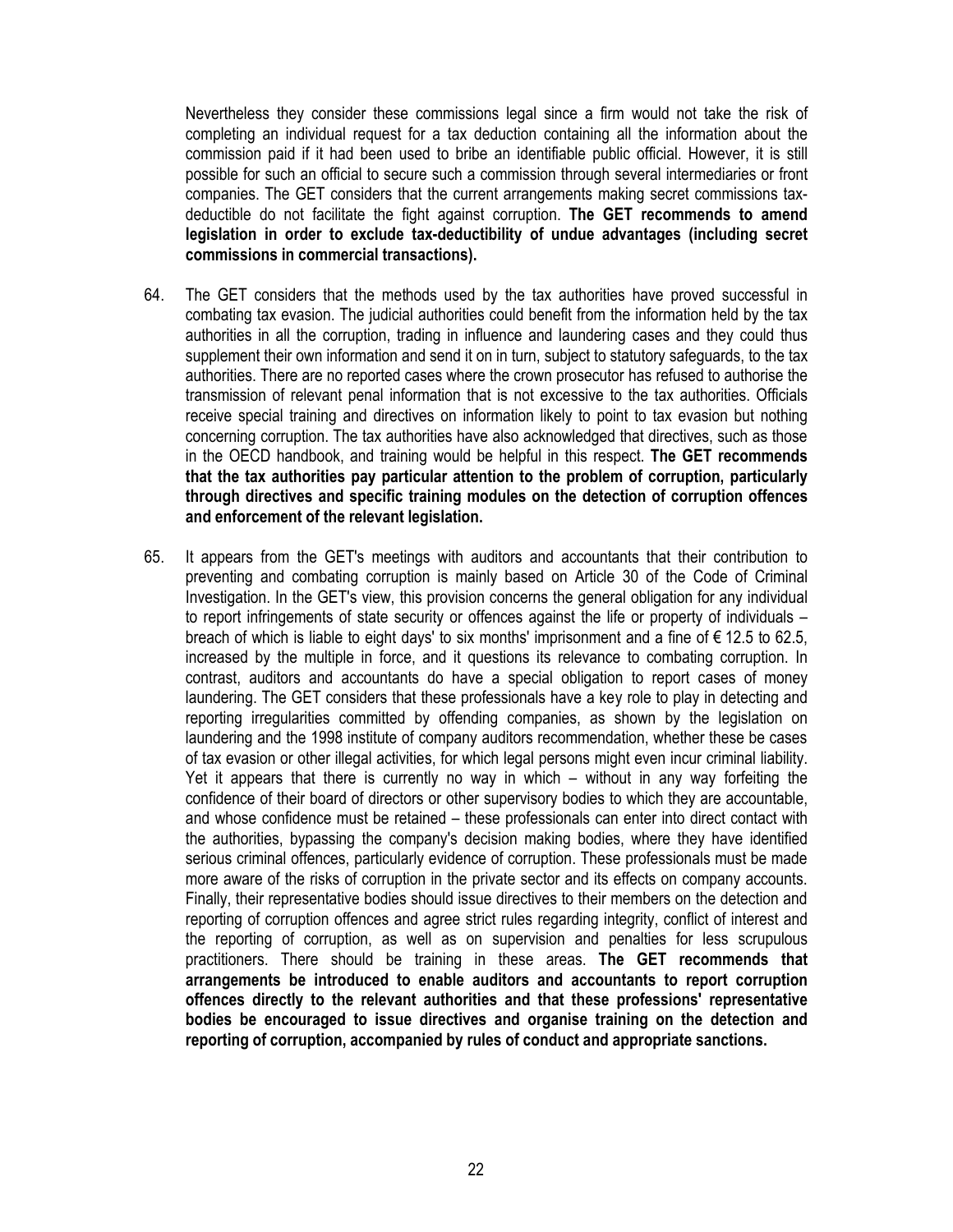Nevertheless they consider these commissions legal since a firm would not take the risk of completing an individual request for a tax deduction containing all the information about the commission paid if it had been used to bribe an identifiable public official. However, it is still possible for such an official to secure such a commission through several intermediaries or front companies. The GET considers that the current arrangements making secret commissions tax-deductible do not facilitate the fight against corruption. **The GET recommends to amend legislation in order to exclude tax-deductibility of undue advantages (including secret commissions in commercial transactions).**

64. The GET considers that the methods used by the tax authorities have proved successful in combating tax evasion. The judicial authorities could benefit from the information held by the tax authorities in all the corruption, trading in influence and laundering cases and they could thus supplement their own information and send it on in turn, subject to statutory safeguards, to the tax authorities. There are no reported cases where the crown prosecutor has refused to authorise the transmission of relevant penal information that is not excessive to the tax authorities. Officials receive special training and directives on information likely to point to tax evasion but nothing concerning corruption. The tax authorities have also acknowledged that directives, such as those in the OECD handbook, and training would be helpful in this respect. **The GET recommends that the tax authorities pay particular attention to the problem of corruption, particularly through directives and specific training modules on the detection of corruption offences and enforcement of the relevant legislation.**

65. It appears from the GET's meetings with auditors and accountants that their contribution to preventing and combating corruption is mainly based on Article 30 of the Code of Criminal Investigation. In the GET's view, this provision concerns the general obligation for any individual to report infringements of state security or offences against the life or property of individuals – breach of which is liable to eight days' to six months' imprisonment and a fine of € 12.5 to 62.5, increased by the multiple in force, and it questions its relevance to combating corruption. In contrast, auditors and accountants do have a special obligation to report cases of money laundering. The GET considers that these professionals have a key role to play in detecting and reporting irregularities committed by offending companies, as shown by the legislation on laundering and the 1998 institute of company auditors recommendation, whether these be cases of tax evasion or other illegal activities, for which legal persons might even incur criminal liability. Yet it appears that there is currently no way in which – without in any way forfeiting the confidence of their board of directors or other supervisory bodies to which they are accountable, and whose confidence must be retained – these professionals can enter into direct contact with the authorities, bypassing the company's decision making bodies, where they have identified serious criminal offences, particularly evidence of corruption. These professionals must be made more aware of the risks of corruption in the private sector and its effects on company accounts. Finally, their representative bodies should issue directives to their members on the detection and reporting of corruption offences and agree strict rules regarding integrity, conflict of interest and the reporting of corruption, as well as on supervision and penalties for less scrupulous practitioners. There should be training in these areas. **The GET recommends that arrangements be introduced to enable auditors and accountants to report corruption offences directly to the relevant authorities and that these professions' representative bodies be encouraged to issue directives and organise training on the detection and reporting of corruption, accompanied by rules of conduct and appropriate sanctions.**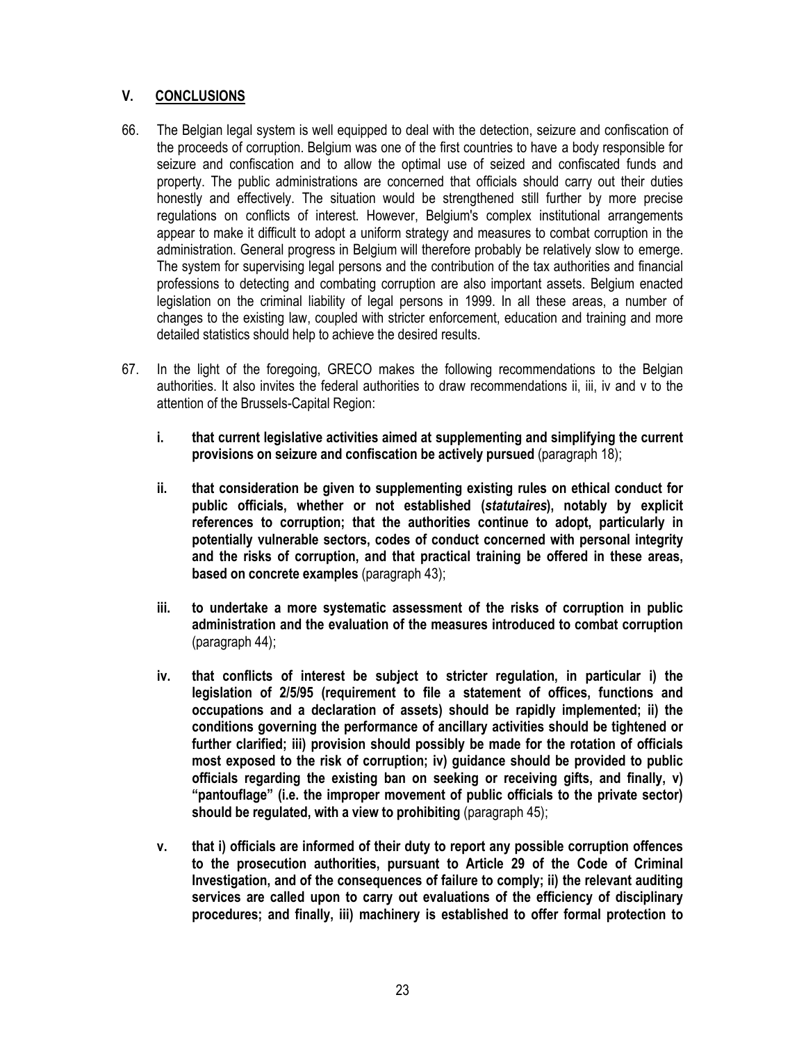## V. CONCLUSIONS

66. The Belgian legal system is well equipped to deal with the detection, seizure and confiscation of the proceeds of corruption. Belgium was one of the first countries to have a body responsible for seizure and confiscation and to allow the optimal use of seized and confiscated funds and property. The public administrations are concerned that officials should carry out their duties honestly and effectively. The situation would be strengthened still further by more precise regulations on conflicts of interest. However, Belgium's complex institutional arrangements appear to make it difficult to adopt a uniform strategy and measures to combat corruption in the administration. General progress in Belgium will therefore probably be relatively slow to emerge. The system for supervising legal persons and the contribution of the tax authorities and financial professions to detecting and combating corruption are also important assets. Belgium enacted legislation on the criminal liability of legal persons in 1999. In all these areas, a number of changes to the existing law, coupled with stricter enforcement, education and training and more detailed statistics should help to achieve the desired results.

67. In the light of the foregoing, GRECO makes the following recommendations to the Belgian authorities. It also invites the federal authorities to draw recommendations ii, iii, iv and v to the attention of the Brussels-Capital Region:

    **i. that current legislative activities aimed at supplementing and simplifying the current provisions on seizure and confiscation be actively pursued** (paragraph 18);

    **ii. that consideration be given to supplementing existing rules on ethical conduct for public officials, whether or not established (*statutaires*), notably by explicit references to corruption; that the authorities continue to adopt, particularly in potentially vulnerable sectors, codes of conduct concerned with personal integrity and the risks of corruption, and that practical training be offered in these areas, based on concrete examples** (paragraph 43);

    **iii. to undertake a more systematic assessment of the risks of corruption in public administration and the evaluation of the measures introduced to combat corruption** (paragraph 44);

    **iv. that conflicts of interest be subject to stricter regulation, in particular i) the legislation of 2/5/95 (requirement to file a statement of offices, functions and occupations and a declaration of assets) should be rapidly implemented; ii) the conditions governing the performance of ancillary activities should be tightened or further clarified; iii) provision should possibly be made for the rotation of officials most exposed to the risk of corruption; iv) guidance should be provided to public officials regarding the existing ban on seeking or receiving gifts, and finally, v) "pantouflage" (i.e. the improper movement of public officials to the private sector) should be regulated, with a view to prohibiting** (paragraph 45);

    **v. that i) officials are informed of their duty to report any possible corruption offences to the prosecution authorities, pursuant to Article 29 of the Code of Criminal Investigation, and of the consequences of failure to comply; ii) the relevant auditing services are called upon to carry out evaluations of the efficiency of disciplinary procedures; and finally, iii) machinery is established to offer formal protection to**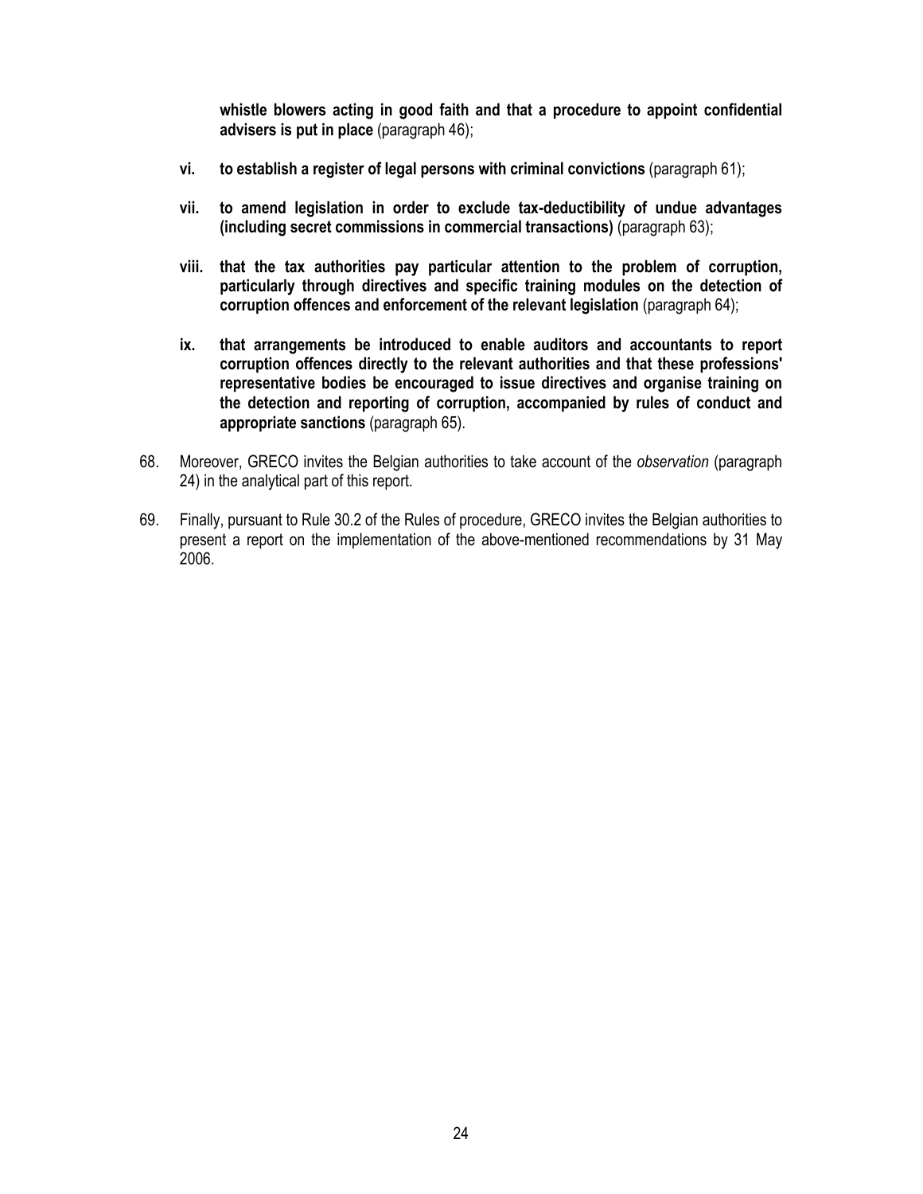**whistle blowers acting in good faith and that a procedure to appoint confidential advisers is put in place** (paragraph 46);

vi. **to establish a register of legal persons with criminal convictions** (paragraph 61);

vii. **to amend legislation in order to exclude tax-deductibility of undue advantages (including secret commissions in commercial transactions)** (paragraph 63);

viii. **that the tax authorities pay particular attention to the problem of corruption, particularly through directives and specific training modules on the detection of corruption offences and enforcement of the relevant legislation** (paragraph 64);

ix. **that arrangements be introduced to enable auditors and accountants to report corruption offences directly to the relevant authorities and that these professions' representative bodies be encouraged to issue directives and organise training on the detection and reporting of corruption, accompanied by rules of conduct and appropriate sanctions** (paragraph 65).

68. Moreover, GRECO invites the Belgian authorities to take account of the *observation* (paragraph 24) in the analytical part of this report.

69. Finally, pursuant to Rule 30.2 of the Rules of procedure, GRECO invites the Belgian authorities to present a report on the implementation of the above-mentioned recommendations by 31 May 2006.